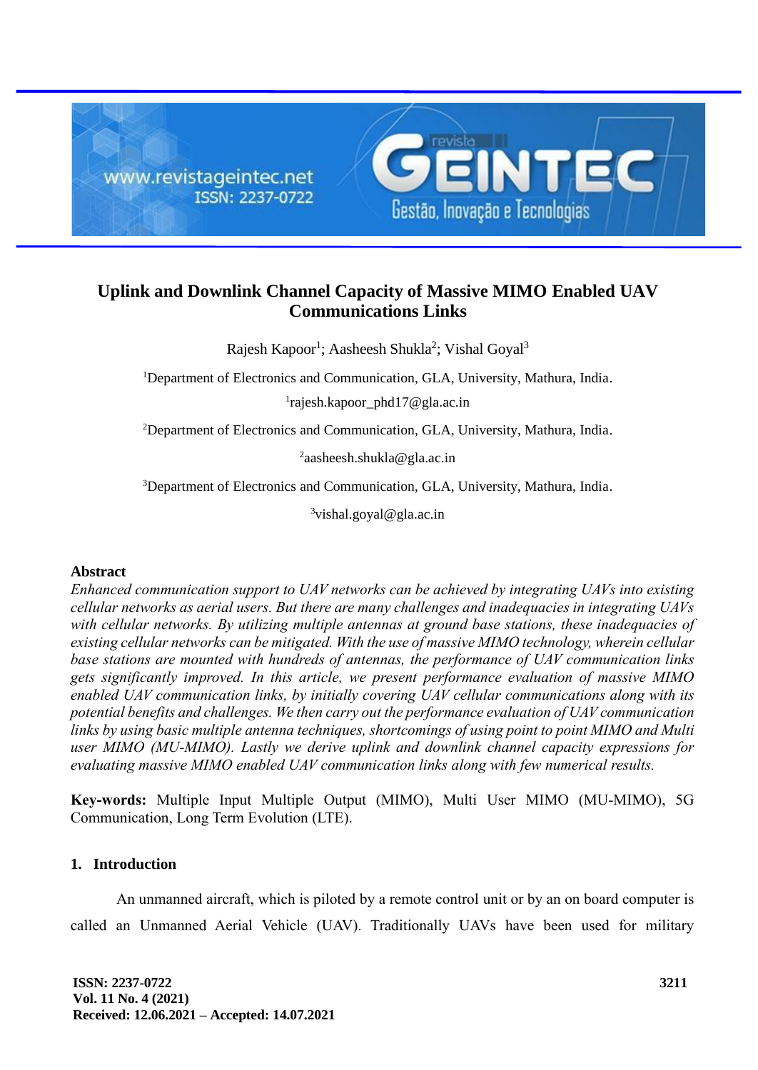# Uplink and Downlink Channel Capacity of Massive MIMO Enabled UAV Communications Links

Rajesh Kapoor[1]; Aasheesh Shukla[2]; Vishal Goyal[3]

[1]Department of Electronics and Communication, GLA, University, Mathura, India.

[1]rajesh.kapoor_phd17@gla.ac.in

[2]Department of Electronics and Communication, GLA, University, Mathura, India.

[2]aasheesh.shukla@gla.ac.in

[3]Department of Electronics and Communication, GLA, University, Mathura, India.

[3]vishal.goyal@gla.ac.in

## Abstract

*Enhanced communication support to UAV networks can be achieved by integrating UAVs into existing cellular networks as aerial users. But there are many challenges and inadequacies in integrating UAVs with cellular networks. By utilizing multiple antennas at ground base stations, these inadequacies of existing cellular networks can be mitigated. With the use of massive MIMO technology, wherein cellular base stations are mounted with hundreds of antennas, the performance of UAV communication links gets significantly improved. In this article, we present performance evaluation of massive MIMO enabled UAV communication links, by initially covering UAV cellular communications along with its potential benefits and challenges. We then carry out the performance evaluation of UAV communication links by using basic multiple antenna techniques, shortcomings of using point to point MIMO and Multi user MIMO (MU-MIMO). Lastly we derive uplink and downlink channel capacity expressions for evaluating massive MIMO enabled UAV communication links along with few numerical results.*

**Key-words:** Multiple Input Multiple Output (MIMO), Multi User MIMO (MU-MIMO), 5G Communication, Long Term Evolution (LTE).

## 1. Introduction

An unmanned aircraft, which is piloted by a remote control unit or by an on board computer is called an Unmanned Aerial Vehicle (UAV). Traditionally UAVs have been used for military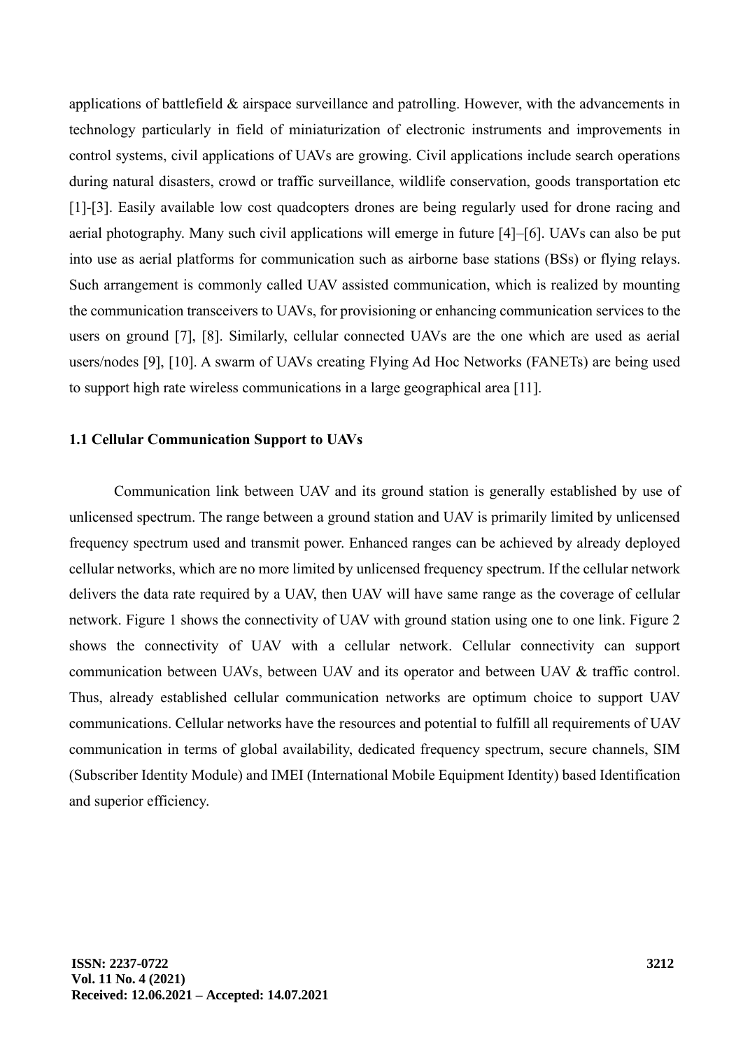applications of battlefield & airspace surveillance and patrolling. However, with the advancements in technology particularly in field of miniaturization of electronic instruments and improvements in control systems, civil applications of UAVs are growing. Civil applications include search operations during natural disasters, crowd or traffic surveillance, wildlife conservation, goods transportation etc [1]-[3]. Easily available low cost quadcopters drones are being regularly used for drone racing and aerial photography. Many such civil applications will emerge in future [4]–[6]. UAVs can also be put into use as aerial platforms for communication such as airborne base stations (BSs) or flying relays. Such arrangement is commonly called UAV assisted communication, which is realized by mounting the communication transceivers to UAVs, for provisioning or enhancing communication services to the users on ground [7], [8]. Similarly, cellular connected UAVs are the one which are used as aerial users/nodes [9], [10]. A swarm of UAVs creating Flying Ad Hoc Networks (FANETs) are being used to support high rate wireless communications in a large geographical area [11].

### 1.1 Cellular Communication Support to UAVs

Communication link between UAV and its ground station is generally established by use of unlicensed spectrum. The range between a ground station and UAV is primarily limited by unlicensed frequency spectrum used and transmit power. Enhanced ranges can be achieved by already deployed cellular networks, which are no more limited by unlicensed frequency spectrum. If the cellular network delivers the data rate required by a UAV, then UAV will have same range as the coverage of cellular network. Figure 1 shows the connectivity of UAV with ground station using one to one link. Figure 2 shows the connectivity of UAV with a cellular network. Cellular connectivity can support communication between UAVs, between UAV and its operator and between UAV & traffic control. Thus, already established cellular communication networks are optimum choice to support UAV communications. Cellular networks have the resources and potential to fulfill all requirements of UAV communication in terms of global availability, dedicated frequency spectrum, secure channels, SIM (Subscriber Identity Module) and IMEI (International Mobile Equipment Identity) based Identification and superior efficiency.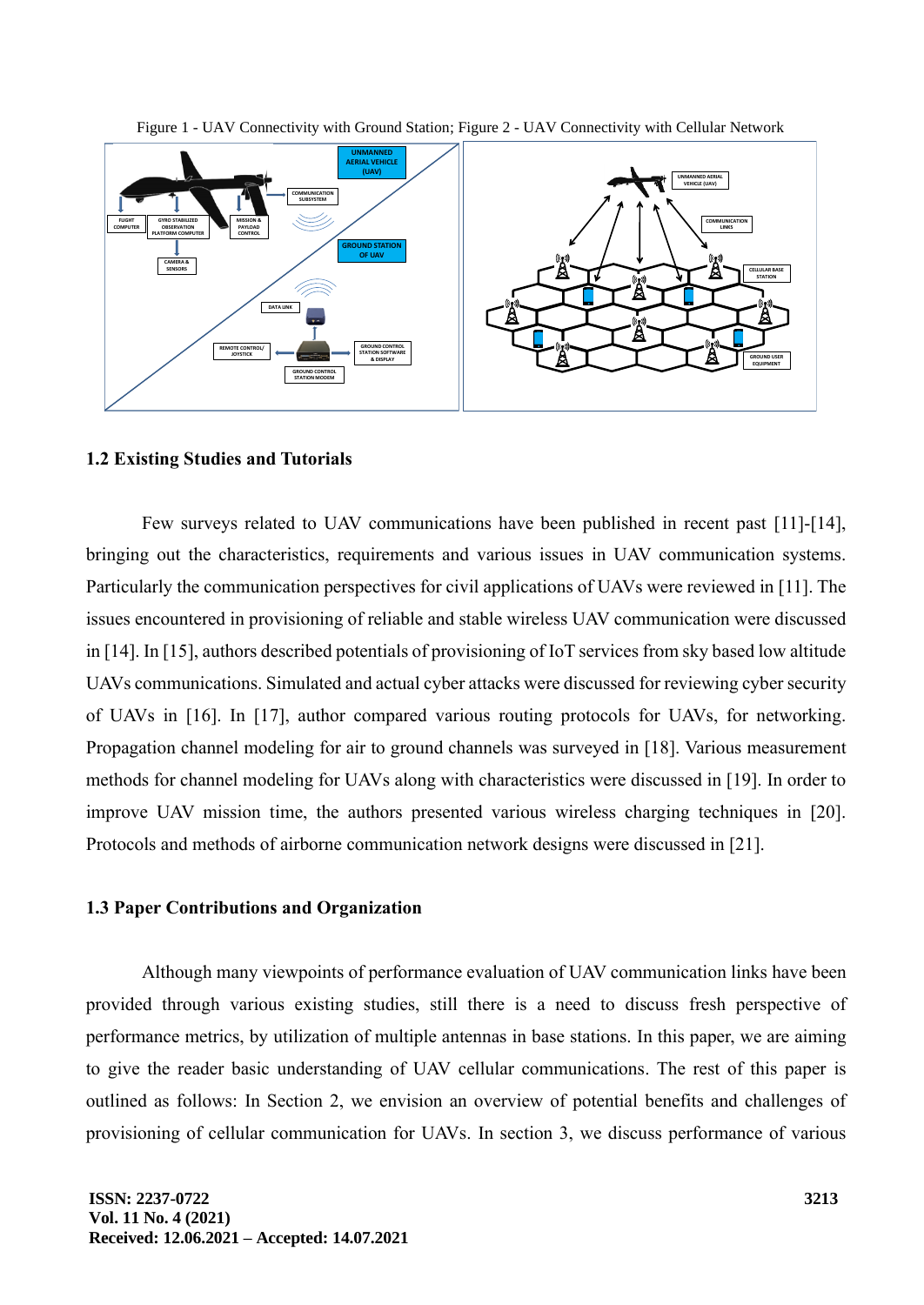Figure 1 - UAV Connectivity with Ground Station; Figure 2 - UAV Connectivity with Cellular Network

### 1.2 Existing Studies and Tutorials

Few surveys related to UAV communications have been published in recent past [11]-[14], bringing out the characteristics, requirements and various issues in UAV communication systems. Particularly the communication perspectives for civil applications of UAVs were reviewed in [11]. The issues encountered in provisioning of reliable and stable wireless UAV communication were discussed in [14]. In [15], authors described potentials of provisioning of IoT services from sky based low altitude UAVs communications. Simulated and actual cyber attacks were discussed for reviewing cyber security of UAVs in [16]. In [17], author compared various routing protocols for UAVs, for networking. Propagation channel modeling for air to ground channels was surveyed in [18]. Various measurement methods for channel modeling for UAVs along with characteristics were discussed in [19]. In order to improve UAV mission time, the authors presented various wireless charging techniques in [20]. Protocols and methods of airborne communication network designs were discussed in [21].

### 1.3 Paper Contributions and Organization

Although many viewpoints of performance evaluation of UAV communication links have been provided through various existing studies, still there is a need to discuss fresh perspective of performance metrics, by utilization of multiple antennas in base stations. In this paper, we are aiming to give the reader basic understanding of UAV cellular communications. The rest of this paper is outlined as follows: In Section 2, we envision an overview of potential benefits and challenges of provisioning of cellular communication for UAVs. In section 3, we discuss performance of various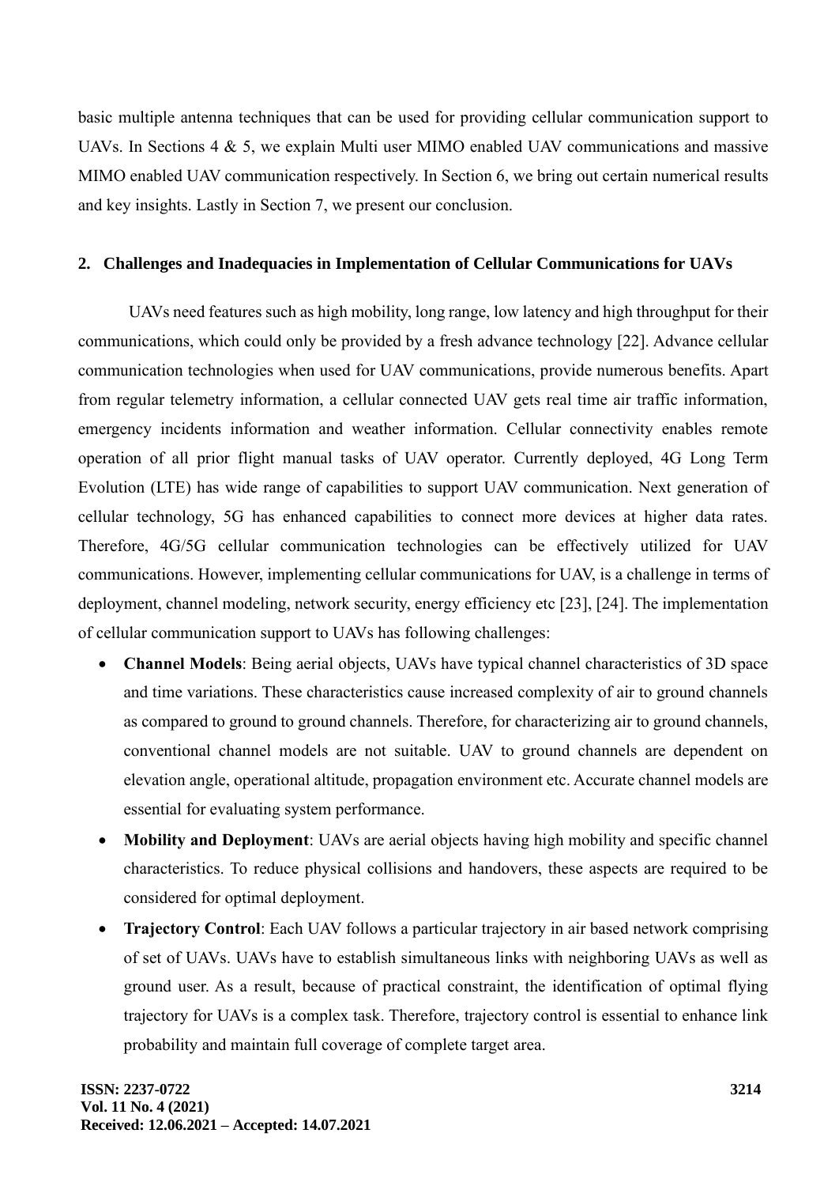basic multiple antenna techniques that can be used for providing cellular communication support to UAVs. In Sections 4 & 5, we explain Multi user MIMO enabled UAV communications and massive MIMO enabled UAV communication respectively. In Section 6, we bring out certain numerical results and key insights. Lastly in Section 7, we present our conclusion.

## 2. Challenges and Inadequacies in Implementation of Cellular Communications for UAVs

UAVs need features such as high mobility, long range, low latency and high throughput for their communications, which could only be provided by a fresh advance technology [22]. Advance cellular communication technologies when used for UAV communications, provide numerous benefits. Apart from regular telemetry information, a cellular connected UAV gets real time air traffic information, emergency incidents information and weather information. Cellular connectivity enables remote operation of all prior flight manual tasks of UAV operator. Currently deployed, 4G Long Term Evolution (LTE) has wide range of capabilities to support UAV communication. Next generation of cellular technology, 5G has enhanced capabilities to connect more devices at higher data rates. Therefore, 4G/5G cellular communication technologies can be effectively utilized for UAV communications. However, implementing cellular communications for UAV, is a challenge in terms of deployment, channel modeling, network security, energy efficiency etc [23], [24]. The implementation of cellular communication support to UAVs has following challenges:

- **Channel Models**: Being aerial objects, UAVs have typical channel characteristics of 3D space and time variations. These characteristics cause increased complexity of air to ground channels as compared to ground to ground channels. Therefore, for characterizing air to ground channels, conventional channel models are not suitable. UAV to ground channels are dependent on elevation angle, operational altitude, propagation environment etc. Accurate channel models are essential for evaluating system performance.
- **Mobility and Deployment**: UAVs are aerial objects having high mobility and specific channel characteristics. To reduce physical collisions and handovers, these aspects are required to be considered for optimal deployment.
- **Trajectory Control**: Each UAV follows a particular trajectory in air based network comprising of set of UAVs. UAVs have to establish simultaneous links with neighboring UAVs as well as ground user. As a result, because of practical constraint, the identification of optimal flying trajectory for UAVs is a complex task. Therefore, trajectory control is essential to enhance link probability and maintain full coverage of complete target area.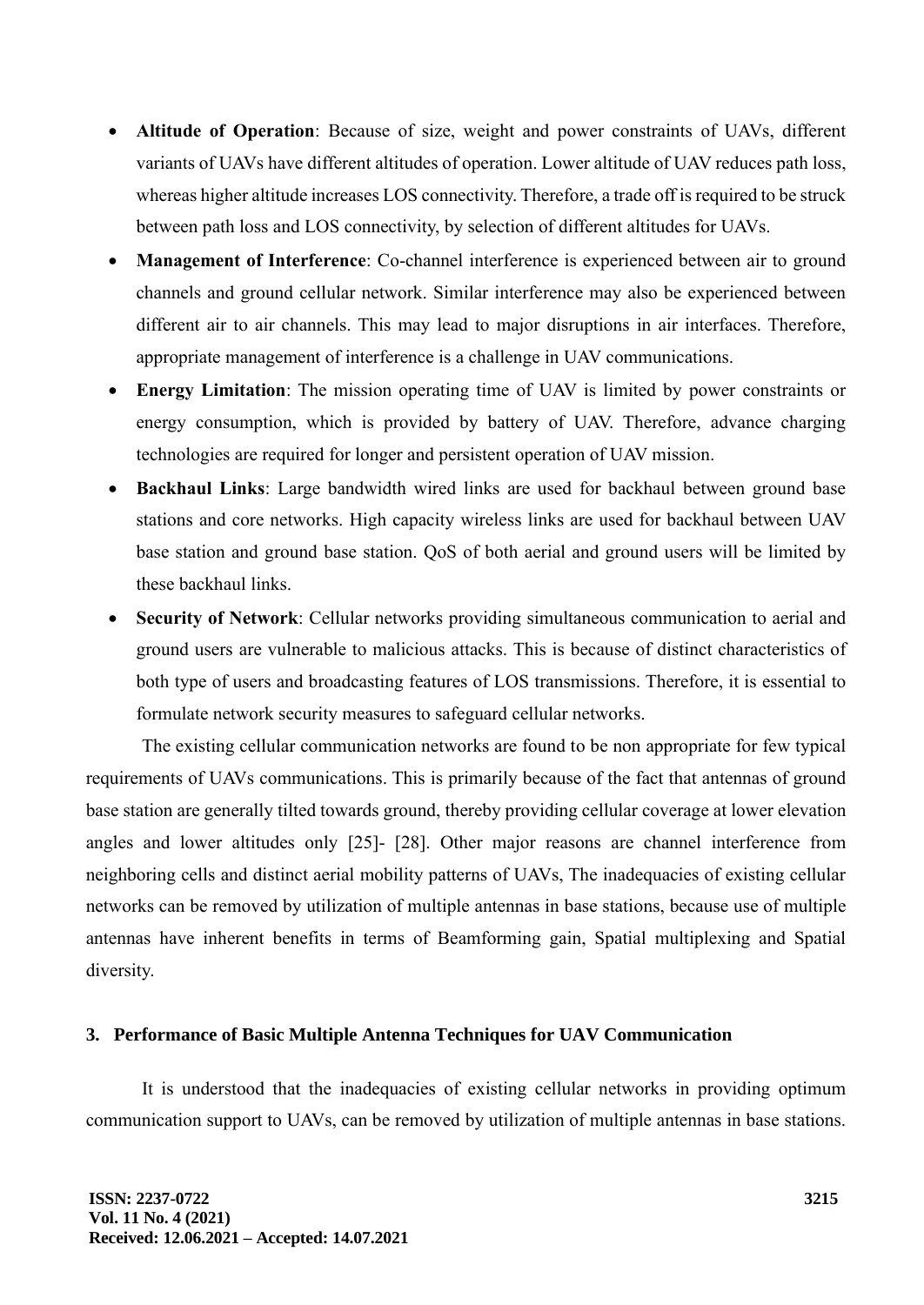- **Altitude of Operation**: Because of size, weight and power constraints of UAVs, different variants of UAVs have different altitudes of operation. Lower altitude of UAV reduces path loss, whereas higher altitude increases LOS connectivity. Therefore, a trade off is required to be struck between path loss and LOS connectivity, by selection of different altitudes for UAVs.
- **Management of Interference**: Co-channel interference is experienced between air to ground channels and ground cellular network. Similar interference may also be experienced between different air to air channels. This may lead to major disruptions in air interfaces. Therefore, appropriate management of interference is a challenge in UAV communications.
- **Energy Limitation**: The mission operating time of UAV is limited by power constraints or energy consumption, which is provided by battery of UAV. Therefore, advance charging technologies are required for longer and persistent operation of UAV mission.
- **Backhaul Links**: Large bandwidth wired links are used for backhaul between ground base stations and core networks. High capacity wireless links are used for backhaul between UAV base station and ground base station. QoS of both aerial and ground users will be limited by these backhaul links.
- **Security of Network**: Cellular networks providing simultaneous communication to aerial and ground users are vulnerable to malicious attacks. This is because of distinct characteristics of both type of users and broadcasting features of LOS transmissions. Therefore, it is essential to formulate network security measures to safeguard cellular networks.

The existing cellular communication networks are found to be non appropriate for few typical requirements of UAVs communications. This is primarily because of the fact that antennas of ground base station are generally tilted towards ground, thereby providing cellular coverage at lower elevation angles and lower altitudes only [25]- [28]. Other major reasons are channel interference from neighboring cells and distinct aerial mobility patterns of UAVs, The inadequacies of existing cellular networks can be removed by utilization of multiple antennas in base stations, because use of multiple antennas have inherent benefits in terms of Beamforming gain, Spatial multiplexing and Spatial diversity.

## 3. Performance of Basic Multiple Antenna Techniques for UAV Communication

It is understood that the inadequacies of existing cellular networks in providing optimum communication support to UAVs, can be removed by utilization of multiple antennas in base stations.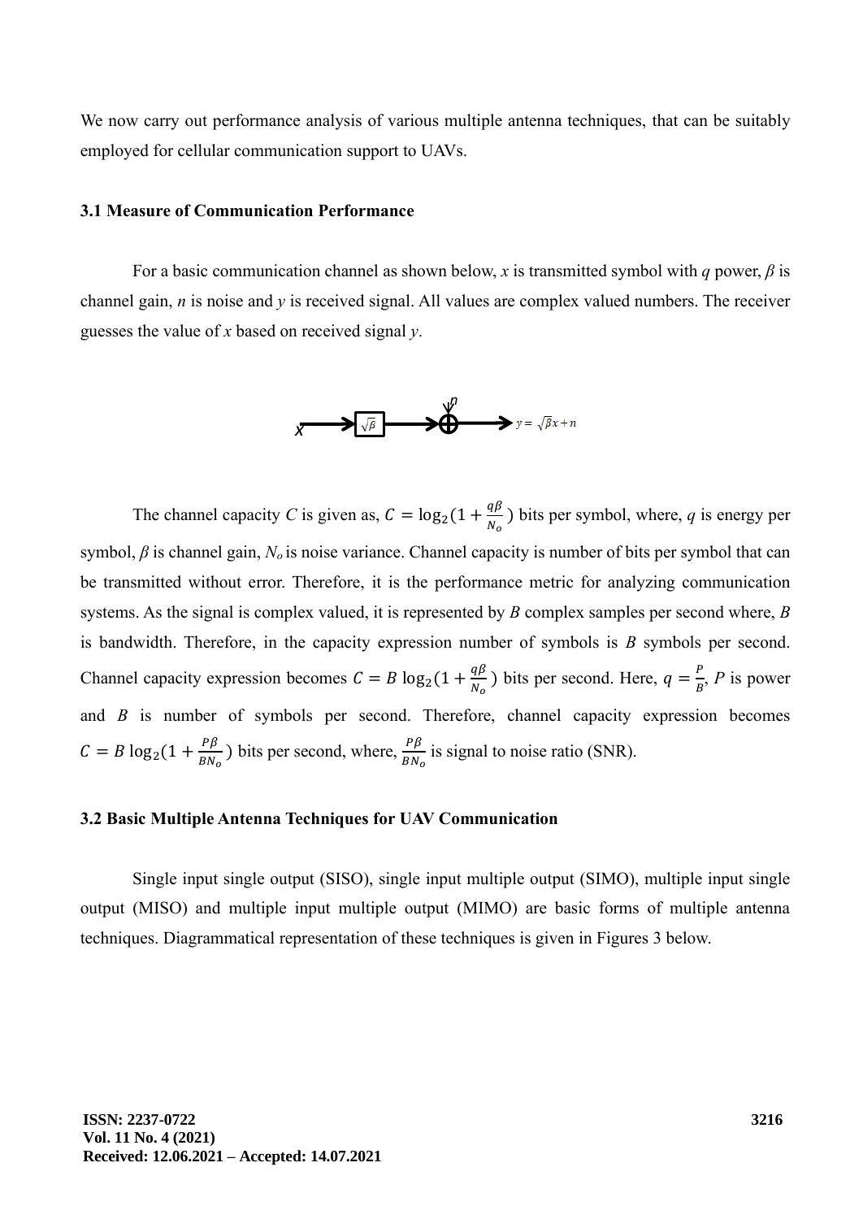We now carry out performance analysis of various multiple antenna techniques, that can be suitably employed for cellular communication support to UAVs.

### 3.1 Measure of Communication Performance

For a basic communication channel as shown below, *x* is transmitted symbol with *q* power, $\beta$ is channel gain, *n* is noise and *y* is received signal. All values are complex valued numbers. The receiver guesses the value of *x* based on received signal *y*.

$$x \rightarrow \boxed{\sqrt{\beta}} \rightarrow \oplus \rightarrow y = \sqrt{\beta}x + n$$

The channel capacity *C* is given as, $C = \log_2(1 + \frac{q\beta}{N_o})$ bits per symbol, where, *q* is energy per symbol, $\beta$ is channel gain, $N_o$ is noise variance. Channel capacity is number of bits per symbol that can be transmitted without error. Therefore, it is the performance metric for analyzing communication systems. As the signal is complex valued, it is represented by *B* complex samples per second where, *B* is bandwidth. Therefore, in the capacity expression number of symbols is *B* symbols per second. Channel capacity expression becomes $C = B \log_2(1 + \frac{q\beta}{N_o})$ bits per second. Here, $q = \frac{P}{B}$, *P* is power and *B* is number of symbols per second. Therefore, channel capacity expression becomes $C = B \log_2(1 + \frac{P\beta}{BN_o})$ bits per second, where, $\frac{P\beta}{BN_o}$ is signal to noise ratio (SNR).

### 3.2 Basic Multiple Antenna Techniques for UAV Communication

Single input single output (SISO), single input multiple output (SIMO), multiple input single output (MISO) and multiple input multiple output (MIMO) are basic forms of multiple antenna techniques. Diagrammatical representation of these techniques is given in Figures 3 below.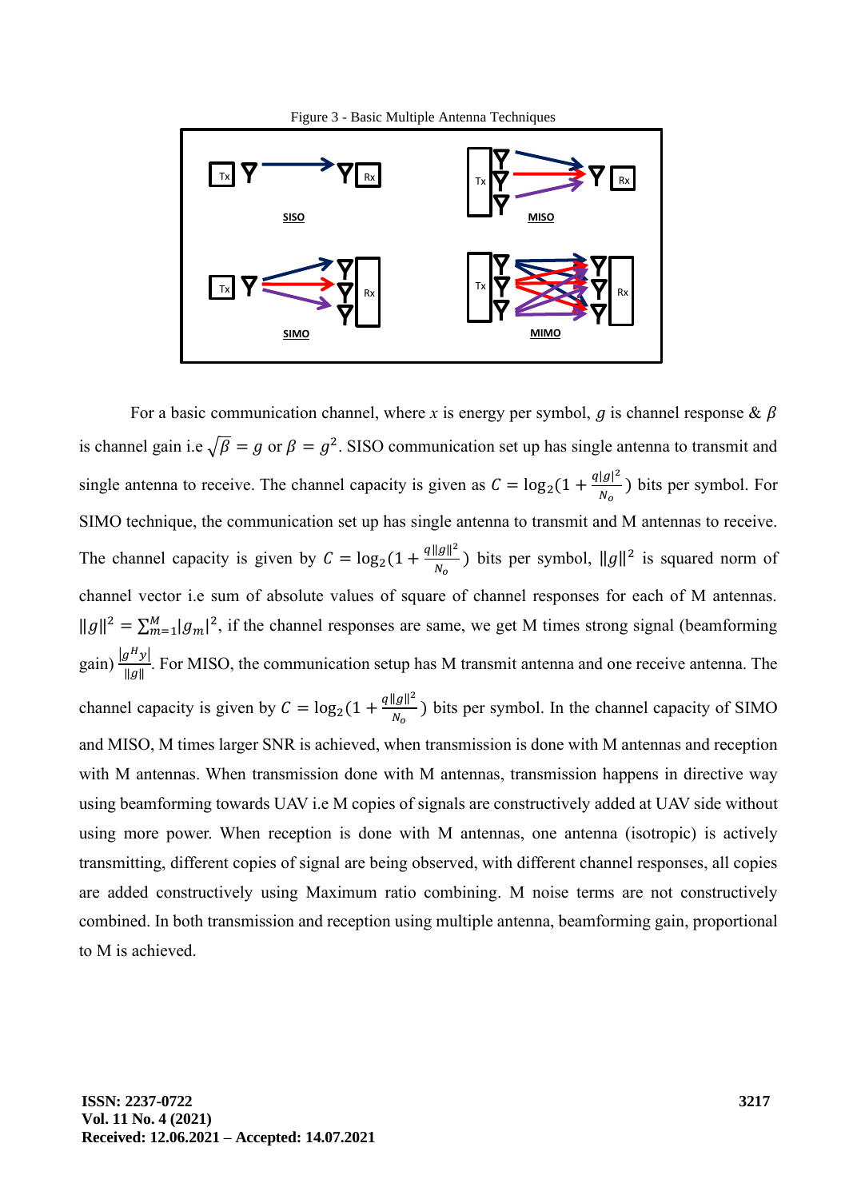Figure 3 - Basic Multiple Antenna Techniques

For a basic communication channel, where $x$ is energy per symbol, $g$ is channel response & $\beta$ is channel gain i.e $\sqrt{\beta} = g$ or $\beta = g^2$. SISO communication set up has single antenna to transmit and single antenna to receive. The channel capacity is given as $C = \log_2(1 + \frac{q|g|^2}{N_o})$ bits per symbol. For SIMO technique, the communication set up has single antenna to transmit and M antennas to receive. The channel capacity is given by $C = \log_2(1 + \frac{q\|g\|^2}{N_o})$ bits per symbol, $\|g\|^2$ is squared norm of channel vector i.e sum of absolute values of square of channel responses for each of M antennas. $\|g\|^2 = \sum_{m=1}^{M}|g_m|^2$, if the channel responses are same, we get M times strong signal (beamforming gain) $\frac{|g^H y|}{\|g\|}$. For MISO, the communication setup has M transmit antenna and one receive antenna. The channel capacity is given by $C = \log_2(1 + \frac{q\|g\|^2}{N_o})$ bits per symbol. In the channel capacity of SIMO and MISO, M times larger SNR is achieved, when transmission is done with M antennas and reception with M antennas. When transmission done with M antennas, transmission happens in directive way using beamforming towards UAV i.e M copies of signals are constructively added at UAV side without using more power. When reception is done with M antennas, one antenna (isotropic) is actively transmitting, different copies of signal are being observed, with different channel responses, all copies are added constructively using Maximum ratio combining. M noise terms are not constructively combined. In both transmission and reception using multiple antenna, beamforming gain, proportional to M is achieved.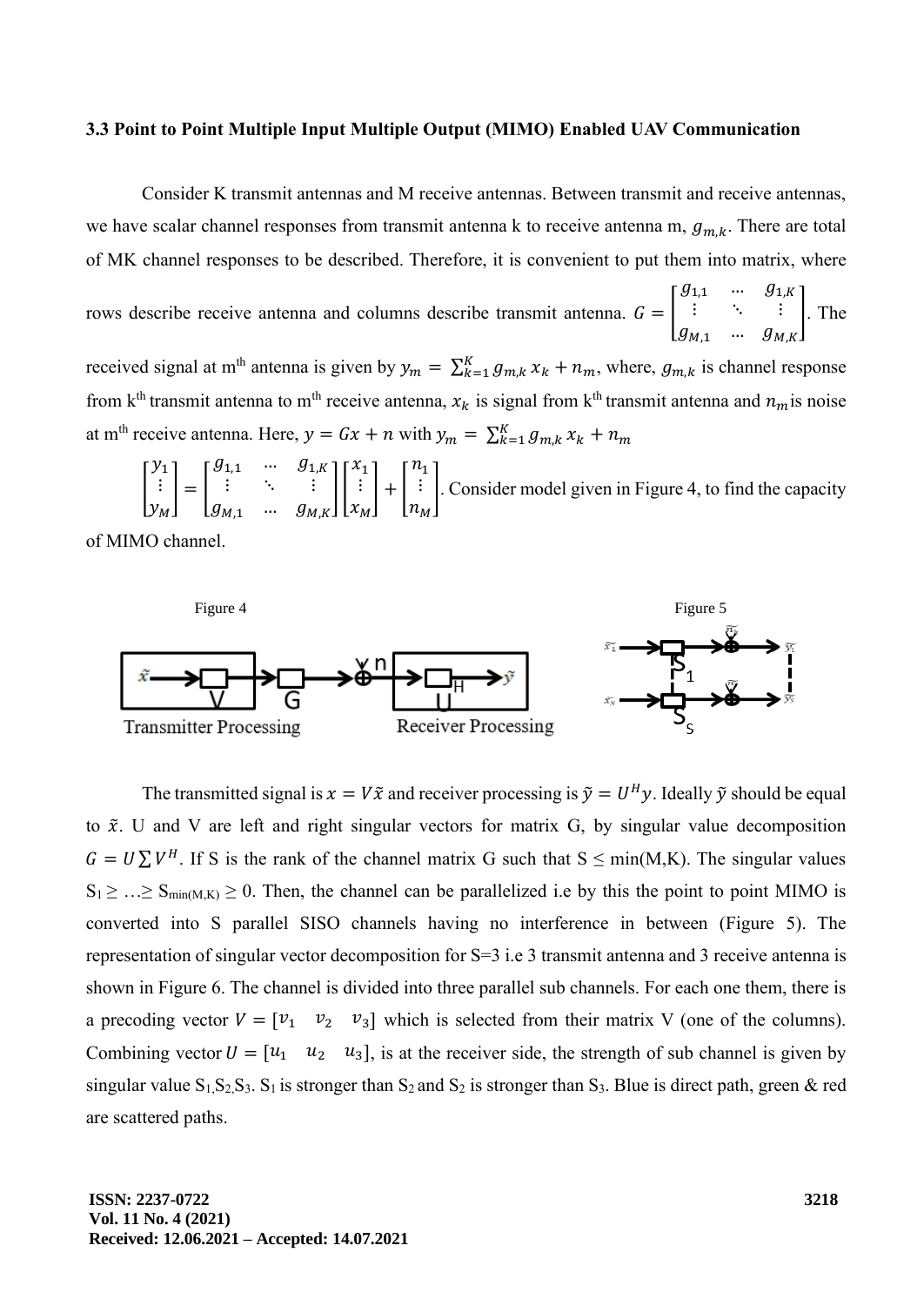### 3.3 Point to Point Multiple Input Multiple Output (MIMO) Enabled UAV Communication

Consider K transmit antennas and M receive antennas. Between transmit and receive antennas, we have scalar channel responses from transmit antenna k to receive antenna m, $g_{m,k}$. There are total of MK channel responses to be described. Therefore, it is convenient to put them into matrix, where rows describe receive antenna and columns describe transmit antenna. $G = \begin{bmatrix} g_{1,1} & \cdots & g_{1,K} \\ \vdots & \ddots & \vdots \\ g_{M,1} & \cdots & g_{M,K} \end{bmatrix}$. The received signal at m[th] antenna is given by $y_m = \sum_{k=1}^{K} g_{m,k} x_k + n_m$, where, $g_{m,k}$ is channel response from k[th] transmit antenna to m[th] receive antenna, $x_k$ is signal from k[th] transmit antenna and $n_m$ is noise at m[th] receive antenna. Here, $y = Gx + n$ with $y_m = \sum_{k=1}^{K} g_{m,k} x_k + n_m$

$\begin{bmatrix} y_1 \\ \vdots \\ y_M \end{bmatrix} = \begin{bmatrix} g_{1,1} & \cdots & g_{1,K} \\ \vdots & \ddots & \vdots \\ g_{M,1} & \cdots & g_{M,K} \end{bmatrix} \begin{bmatrix} x_1 \\ \vdots \\ x_M \end{bmatrix} + \begin{bmatrix} n_1 \\ \vdots \\ n_M \end{bmatrix}$. Consider model given in Figure 4, to find the capacity of MIMO channel.

Figure 4

Transmitter Processing     Receiver Processing

Figure 5

The transmitted signal is $x = V\tilde{x}$ and receiver processing is $\tilde{y} = U^H y$. Ideally $\tilde{y}$ should be equal to $\tilde{x}$. U and V are left and right singular vectors for matrix G, by singular value decomposition $G = U \sum V^H$. If S is the rank of the channel matrix G such that $S \leq \min(M,K)$. The singular values $S_1 \geq \ldots \geq S_{\min(M,K)} \geq 0$. Then, the channel can be parallelized i.e by this the point to point MIMO is converted into S parallel SISO channels having no interference in between (Figure 5). The representation of singular vector decomposition for S=3 i.e 3 transmit antenna and 3 receive antenna is shown in Figure 6. The channel is divided into three parallel sub channels. For each one them, there is a precoding vector $V = [v_1 \quad v_2 \quad v_3]$ which is selected from their matrix V (one of the columns). Combining vector $U = [u_1 \quad u_2 \quad u_3]$, is at the receiver side, the strength of sub channel is given by singular value $S_1$,$S_2$,$S_3$. $S_1$ is stronger than $S_2$ and $S_2$ is stronger than $S_3$. Blue is direct path, green & red are scattered paths.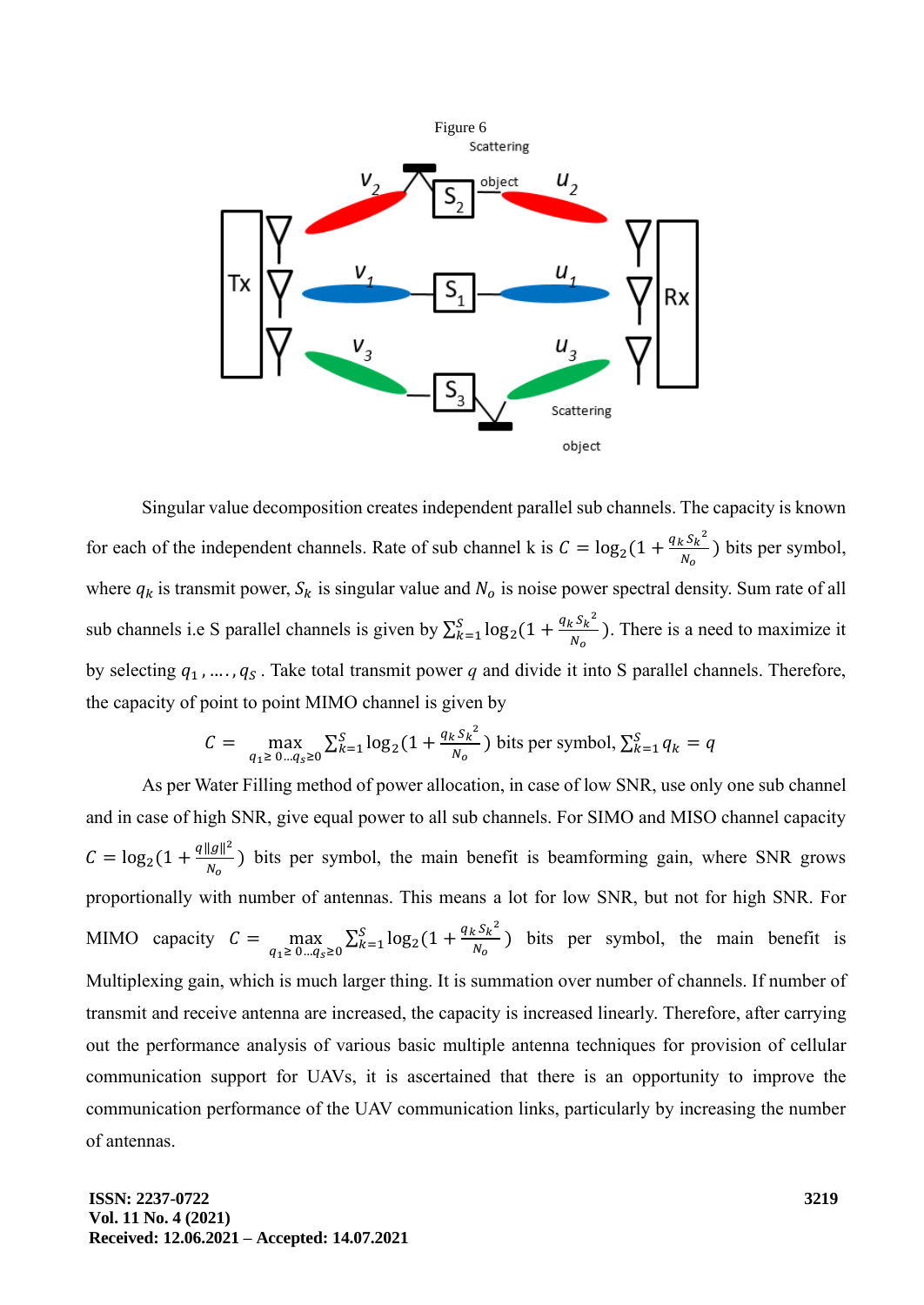Figure 6

Singular value decomposition creates independent parallel sub channels. The capacity is known for each of the independent channels. Rate of sub channel k is $C = \log_2(1 + \frac{q_k {S_k}^2}{N_o})$ bits per symbol, where $q_k$ is transmit power, $S_k$ is singular value and $N_o$ is noise power spectral density. Sum rate of all sub channels i.e S parallel channels is given by $\sum_{k=1}^{S} \log_2(1 + \frac{q_k {S_k}^2}{N_o})$. There is a need to maximize it by selecting $q_1, \ldots, q_S$. Take total transmit power $q$ and divide it into S parallel channels. Therefore, the capacity of point to point MIMO channel is given by

$$C = \max_{q_1 \geq 0 \ldots q_S \geq 0} \sum_{k=1}^{S} \log_2(1 + \frac{q_k {S_k}^2}{N_o}) \text{ bits per symbol}, \sum_{k=1}^{S} q_k = q$$

As per Water Filling method of power allocation, in case of low SNR, use only one sub channel and in case of high SNR, give equal power to all sub channels. For SIMO and MISO channel capacity $C = \log_2(1 + \frac{q\|g\|^2}{N_o})$ bits per symbol, the main benefit is beamforming gain, where SNR grows proportionally with number of antennas. This means a lot for low SNR, but not for high SNR. For MIMO capacity $C = \max_{q_1 \geq 0 \ldots q_S \geq 0} \sum_{k=1}^{S} \log_2(1 + \frac{q_k {S_k}^2}{N_o})$ bits per symbol, the main benefit is Multiplexing gain, which is much larger thing. It is summation over number of channels. If number of transmit and receive antenna are increased, the capacity is increased linearly. Therefore, after carrying out the performance analysis of various basic multiple antenna techniques for provision of cellular communication support for UAVs, it is ascertained that there is an opportunity to improve the communication performance of the UAV communication links, particularly by increasing the number of antennas.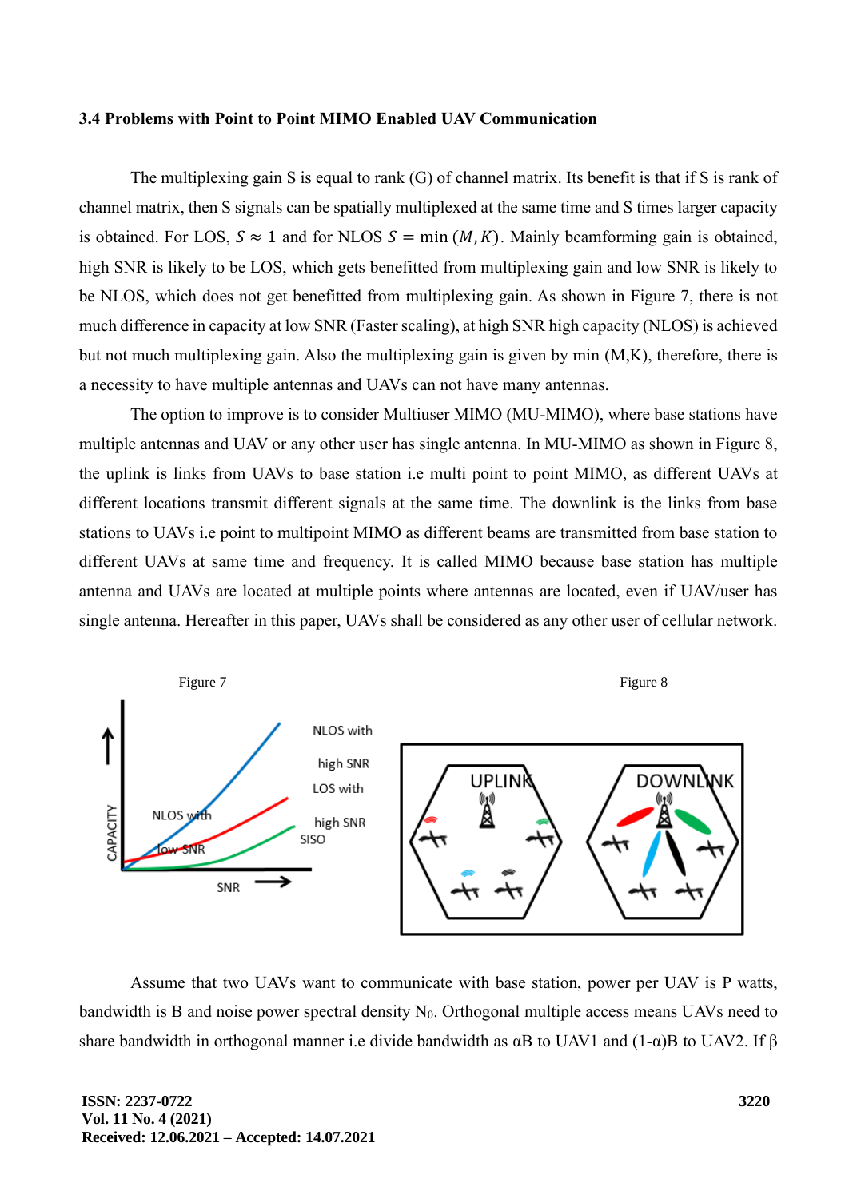### 3.4 Problems with Point to Point MIMO Enabled UAV Communication

The multiplexing gain S is equal to rank (G) of channel matrix. Its benefit is that if S is rank of channel matrix, then S signals can be spatially multiplexed at the same time and S times larger capacity is obtained. For LOS, $S \approx 1$ and for NLOS $S = \min(M, K)$. Mainly beamforming gain is obtained, high SNR is likely to be LOS, which gets benefitted from multiplexing gain and low SNR is likely to be NLOS, which does not get benefitted from multiplexing gain. As shown in Figure 7, there is not much difference in capacity at low SNR (Faster scaling), at high SNR high capacity (NLOS) is achieved but not much multiplexing gain. Also the multiplexing gain is given by min (M,K), therefore, there is a necessity to have multiple antennas and UAVs can not have many antennas.

The option to improve is to consider Multiuser MIMO (MU-MIMO), where base stations have multiple antennas and UAV or any other user has single antenna. In MU-MIMO as shown in Figure 8, the uplink is links from UAVs to base station i.e multi point to point MIMO, as different UAVs at different locations transmit different signals at the same time. The downlink is the links from base stations to UAVs i.e point to multipoint MIMO as different beams are transmitted from base station to different UAVs at same time and frequency. It is called MIMO because base station has multiple antenna and UAVs are located at multiple points where antennas are located, even if UAV/user has single antenna. Hereafter in this paper, UAVs shall be considered as any other user of cellular network.

Figure 7

Figure 8

Assume that two UAVs want to communicate with base station, power per UAV is P watts, bandwidth is B and noise power spectral density $N_0$. Orthogonal multiple access means UAVs need to share bandwidth in orthogonal manner i.e divide bandwidth as $\alpha B$ to UAV1 and $(1-\alpha)B$ to UAV2. If $\beta$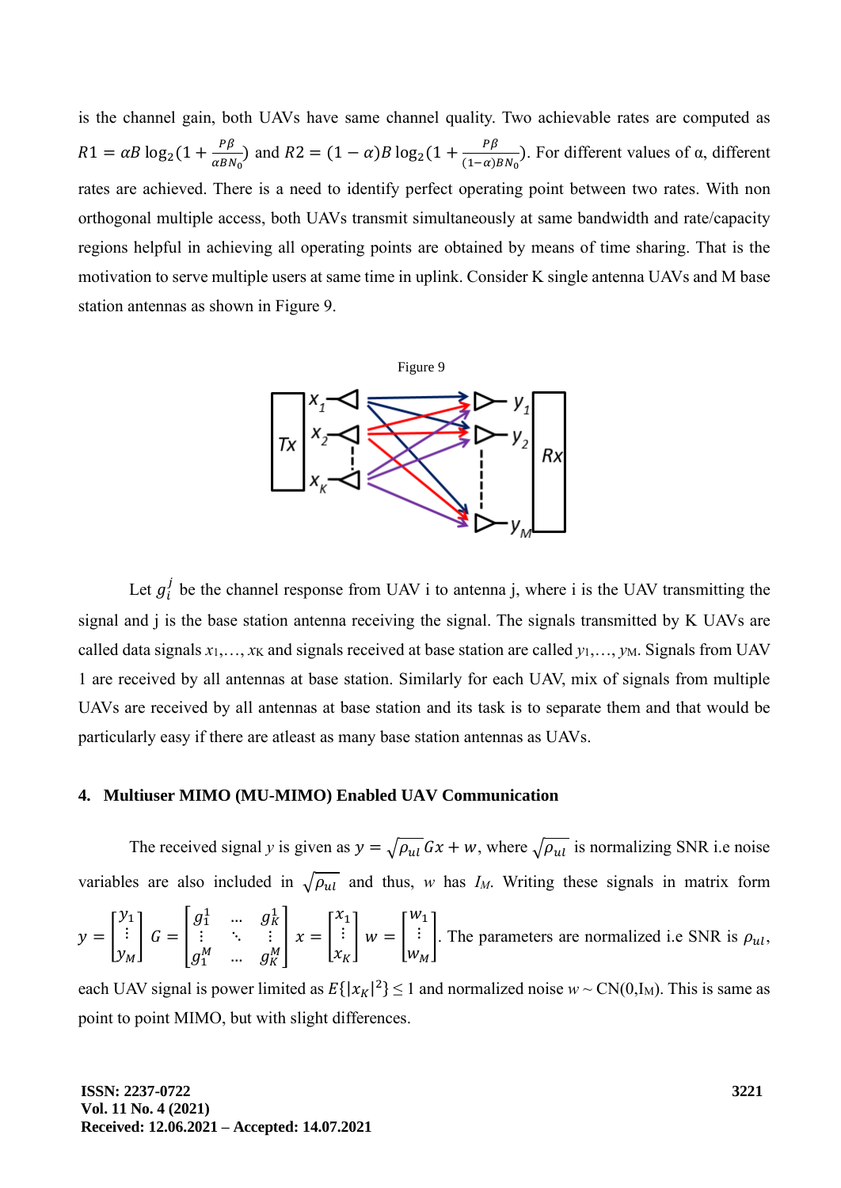is the channel gain, both UAVs have same channel quality. Two achievable rates are computed as $R1 = \alpha B \log_2(1 + \frac{P\beta}{\alpha B N_0})$ and $R2 = (1-\alpha) B \log_2(1 + \frac{P\beta}{(1-\alpha) B N_0})$. For different values of α, different rates are achieved. There is a need to identify perfect operating point between two rates. With non orthogonal multiple access, both UAVs transmit simultaneously at same bandwidth and rate/capacity regions helpful in achieving all operating points are obtained by means of time sharing. That is the motivation to serve multiple users at same time in uplink. Consider K single antenna UAVs and M base station antennas as shown in Figure 9.

Figure 9

Let $g_i^j$ be the channel response from UAV i to antenna j, where i is the UAV transmitting the signal and j is the base station antenna receiving the signal. The signals transmitted by K UAVs are called data signals $x_1,\ldots,x_K$ and signals received at base station are called $y_1,\ldots,y_M$. Signals from UAV 1 are received by all antennas at base station. Similarly for each UAV, mix of signals from multiple UAVs are received by all antennas at base station and its task is to separate them and that would be particularly easy if there are atleast as many base station antennas as UAVs.

## 4. Multiuser MIMO (MU-MIMO) Enabled UAV Communication

The received signal $y$ is given as $y = \sqrt{\rho_{ul}}\, Gx + w$, where $\sqrt{\rho_{ul}}$ is normalizing SNR i.e noise variables are also included in $\sqrt{\rho_{ul}}$ and thus, $w$ has $I_M$. Writing these signals in matrix form $y = \begin{bmatrix} y_1 \\ \vdots \\ y_M \end{bmatrix}$ $G = \begin{bmatrix} g_1^1 & \cdots & g_K^1 \\ \vdots & \ddots & \vdots \\ g_1^M & \cdots & g_K^M \end{bmatrix}$ $x = \begin{bmatrix} x_1 \\ \vdots \\ x_K \end{bmatrix}$ $w = \begin{bmatrix} w_1 \\ \vdots \\ w_M \end{bmatrix}$. The parameters are normalized i.e SNR is $\rho_{ul}$, each UAV signal is power limited as $E\{|x_K|^2\} \leq 1$ and normalized noise $w \sim CN(0, I_M)$. This is same as point to point MIMO, but with slight differences.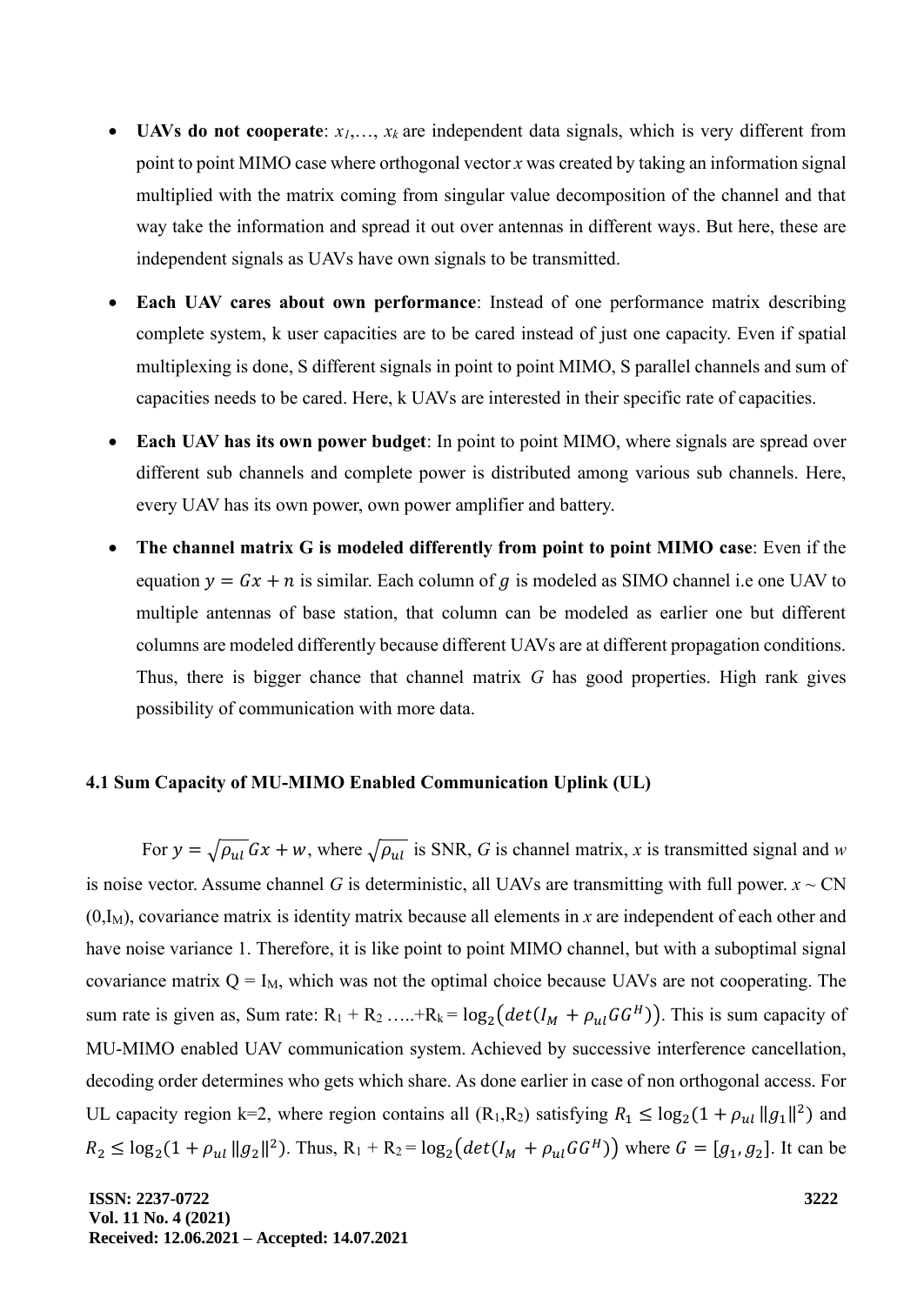- **UAVs do not cooperate**: $x_1, \ldots, x_k$ are independent data signals, which is very different from point to point MIMO case where orthogonal vector *x* was created by taking an information signal multiplied with the matrix coming from singular value decomposition of the channel and that way take the information and spread it out over antennas in different ways. But here, these are independent signals as UAVs have own signals to be transmitted.

- **Each UAV cares about own performance**: Instead of one performance matrix describing complete system, k user capacities are to be cared instead of just one capacity. Even if spatial multiplexing is done, S different signals in point to point MIMO, S parallel channels and sum of capacities needs to be cared. Here, k UAVs are interested in their specific rate of capacities.

- **Each UAV has its own power budget**: In point to point MIMO, where signals are spread over different sub channels and complete power is distributed among various sub channels. Here, every UAV has its own power, own power amplifier and battery.

- **The channel matrix G is modeled differently from point to point MIMO case**: Even if the equation $y = Gx + n$ is similar. Each column of $g$ is modeled as SIMO channel i.e one UAV to multiple antennas of base station, that column can be modeled as earlier one but different columns are modeled differently because different UAVs are at different propagation conditions. Thus, there is bigger chance that channel matrix *G* has good properties. High rank gives possibility of communication with more data.

### 4.1 Sum Capacity of MU-MIMO Enabled Communication Uplink (UL)

For $y = \sqrt{\rho_{ul}}\, Gx + w$, where $\sqrt{\rho_{ul}}$ is SNR, *G* is channel matrix, *x* is transmitted signal and *w* is noise vector. Assume channel *G* is deterministic, all UAVs are transmitting with full power. $x \sim CN(0, I_M)$, covariance matrix is identity matrix because all elements in *x* are independent of each other and have noise variance 1. Therefore, it is like point to point MIMO channel, but with a suboptimal signal covariance matrix $Q = I_M$, which was not the optimal choice because UAVs are not cooperating. The sum rate is given as, Sum rate: $R_1 + R_2 \ldots .. + R_k = \log_2\left(det(I_M + \rho_{ul} GG^H)\right)$. This is sum capacity of MU-MIMO enabled UAV communication system. Achieved by successive interference cancellation, decoding order determines who gets which share. As done earlier in case of non orthogonal access. For UL capacity region k=2, where region contains all $(R_1, R_2)$ satisfying $R_1 \leq \log_2(1 + \rho_{ul} \|g_1\|^2)$ and $R_2 \leq \log_2(1 + \rho_{ul} \|g_2\|^2)$. Thus, $R_1 + R_2 = \log_2\left(det(I_M + \rho_{ul} GG^H)\right)$ where $G = [g_1, g_2]$. It can be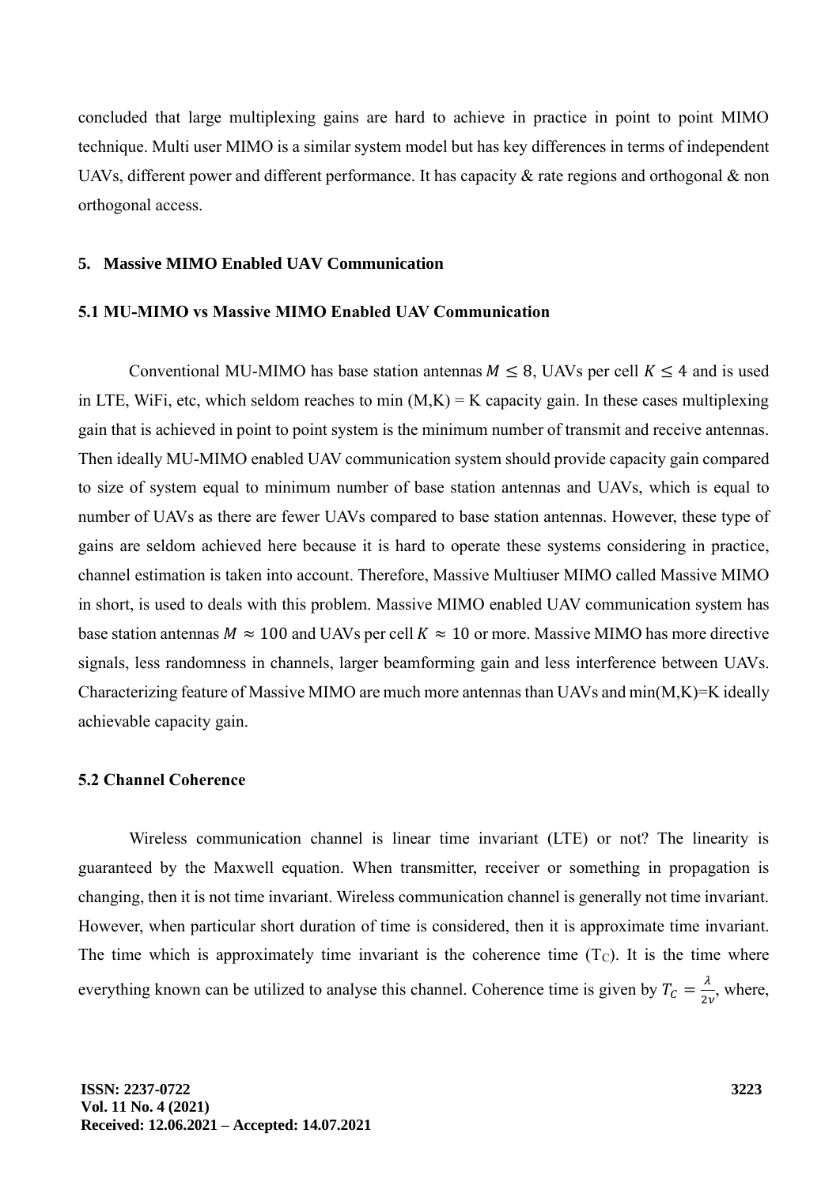concluded that large multiplexing gains are hard to achieve in practice in point to point MIMO technique. Multi user MIMO is a similar system model but has key differences in terms of independent UAVs, different power and different performance. It has capacity & rate regions and orthogonal & non orthogonal access.

## 5. Massive MIMO Enabled UAV Communication

### 5.1 MU-MIMO vs Massive MIMO Enabled UAV Communication

Conventional MU-MIMO has base station antennas $M \leq 8$, UAVs per cell $K \leq 4$ and is used in LTE, WiFi, etc, which seldom reaches to min (M,K) = K capacity gain. In these cases multiplexing gain that is achieved in point to point system is the minimum number of transmit and receive antennas. Then ideally MU-MIMO enabled UAV communication system should provide capacity gain compared to size of system equal to minimum number of base station antennas and UAVs, which is equal to number of UAVs as there are fewer UAVs compared to base station antennas. However, these type of gains are seldom achieved here because it is hard to operate these systems considering in practice, channel estimation is taken into account. Therefore, Massive Multiuser MIMO called Massive MIMO in short, is used to deals with this problem. Massive MIMO enabled UAV communication system has base station antennas $M \approx 100$ and UAVs per cell $K \approx 10$ or more. Massive MIMO has more directive signals, less randomness in channels, larger beamforming gain and less interference between UAVs. Characterizing feature of Massive MIMO are much more antennas than UAVs and min(M,K)=K ideally achievable capacity gain.

### 5.2 Channel Coherence

Wireless communication channel is linear time invariant (LTE) or not? The linearity is guaranteed by the Maxwell equation. When transmitter, receiver or something in propagation is changing, then it is not time invariant. Wireless communication channel is generally not time invariant. However, when particular short duration of time is considered, then it is approximate time invariant. The time which is approximately time invariant is the coherence time ($T_C$). It is the time where everything known can be utilized to analyse this channel. Coherence time is given by $T_C = \frac{\lambda}{2v}$, where,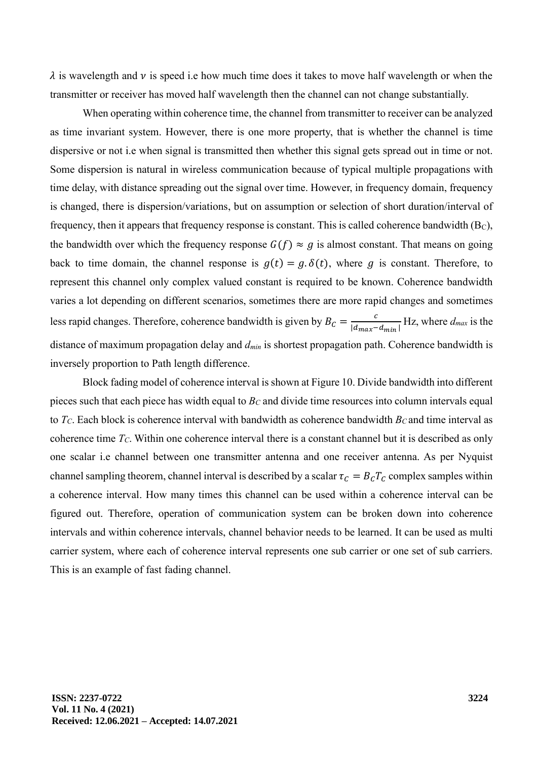$\lambda$ is wavelength and $\nu$ is speed i.e how much time does it takes to move half wavelength or when the transmitter or receiver has moved half wavelength then the channel can not change substantially.

When operating within coherence time, the channel from transmitter to receiver can be analyzed as time invariant system. However, there is one more property, that is whether the channel is time dispersive or not i.e when signal is transmitted then whether this signal gets spread out in time or not. Some dispersion is natural in wireless communication because of typical multiple propagations with time delay, with distance spreading out the signal over time. However, in frequency domain, frequency is changed, there is dispersion/variations, but on assumption or selection of short duration/interval of frequency, then it appears that frequency response is constant. This is called coherence bandwidth ($B_C$), the bandwidth over which the frequency response $G(f) \approx g$ is almost constant. That means on going back to time domain, the channel response is $g(t) = g.\delta(t)$, where $g$ is constant. Therefore, to represent this channel only complex valued constant is required to be known. Coherence bandwidth varies a lot depending on different scenarios, sometimes there are more rapid changes and sometimes less rapid changes. Therefore, coherence bandwidth is given by $B_C = \frac{c}{|d_{max} - d_{min}|}$ Hz, where $d_{max}$ is the distance of maximum propagation delay and $d_{min}$ is shortest propagation path. Coherence bandwidth is inversely proportion to Path length difference.

Block fading model of coherence interval is shown at Figure 10. Divide bandwidth into different pieces such that each piece has width equal to $B_C$ and divide time resources into column intervals equal to $T_C$. Each block is coherence interval with bandwidth as coherence bandwidth $B_C$ and time interval as coherence time $T_C$. Within one coherence interval there is a constant channel but it is described as only one scalar i.e channel between one transmitter antenna and one receiver antenna. As per Nyquist channel sampling theorem, channel interval is described by a scalar $\tau_C = B_C T_C$ complex samples within a coherence interval. How many times this channel can be used within a coherence interval can be figured out. Therefore, operation of communication system can be broken down into coherence intervals and within coherence intervals, channel behavior needs to be learned. It can be used as multi carrier system, where each of coherence interval represents one sub carrier or one set of sub carriers. This is an example of fast fading channel.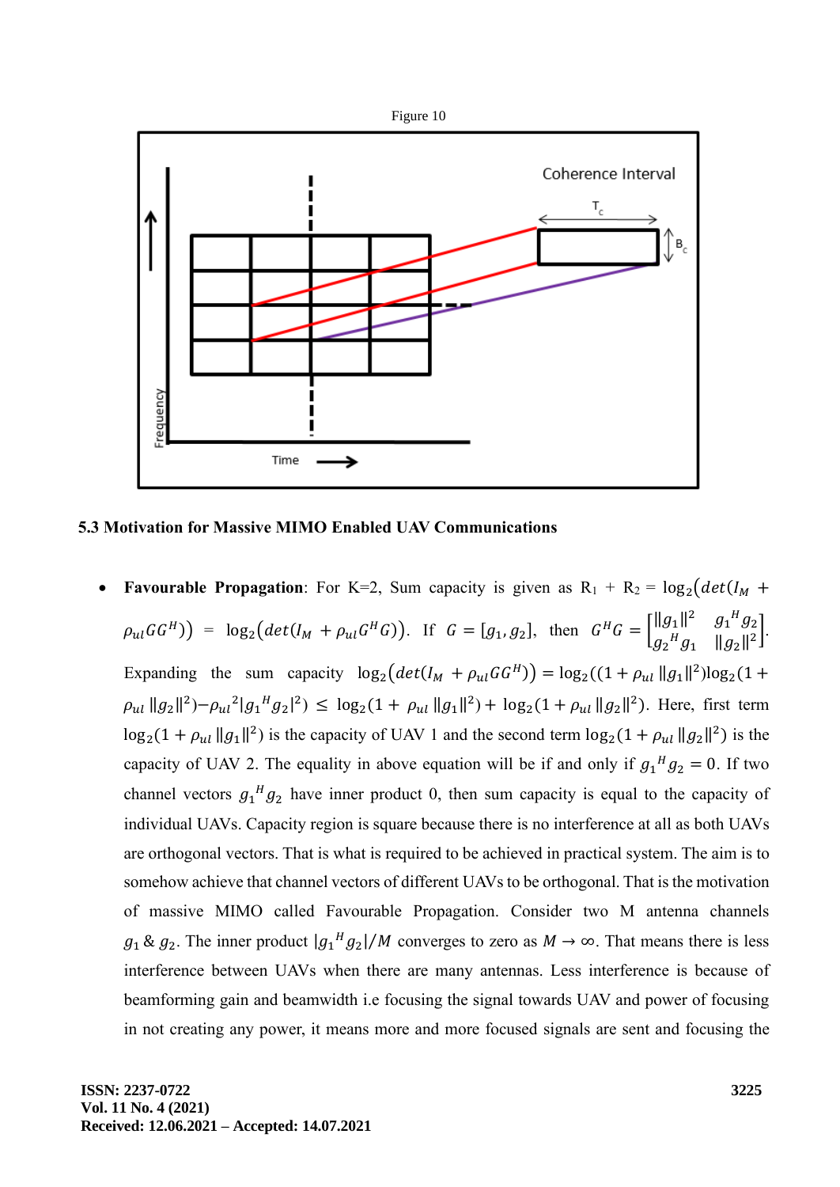Figure 10

### 5.3 Motivation for Massive MIMO Enabled UAV Communications

- **Favourable Propagation**: For K=2, Sum capacity is given as $R_1 + R_2 = \log_2(det(I_M + \rho_{ul}GG^H)) = \log_2(det(I_M + \rho_{ul}G^HG))$. If $G = [g_1, g_2]$, then $G^HG = \begin{bmatrix} \|g_1\|^2 & {g_1}^H g_2 \\ {g_2}^H g_1 & \|g_2\|^2 \end{bmatrix}$. Expanding the sum capacity $\log_2(det(I_M + \rho_{ul}GG^H)) = \log_2((1 + \rho_{ul}\|g_1\|^2)\log_2(1 + \rho_{ul}\|g_2\|^2) - {\rho_{ul}}^2|{g_1}^H g_2|^2) \leq \log_2(1 + \rho_{ul}\|g_1\|^2) + \log_2(1 + \rho_{ul}\|g_2\|^2)$. Here, first term $\log_2(1 + \rho_{ul}\|g_1\|^2)$ is the capacity of UAV 1 and the second term $\log_2(1 + \rho_{ul}\|g_2\|^2)$ is the capacity of UAV 2. The equality in above equation will be if and only if ${g_1}^H g_2 = 0$. If two channel vectors ${g_1}^H g_2$ have inner product 0, then sum capacity is equal to the capacity of individual UAVs. Capacity region is square because there is no interference at all as both UAVs are orthogonal vectors. That is what is required to be achieved in practical system. The aim is to somehow achieve that channel vectors of different UAVs to be orthogonal. That is the motivation of massive MIMO called Favourable Propagation. Consider two M antenna channels $g_1$ & $g_2$. The inner product $|{g_1}^H g_2|/M$ converges to zero as $M \to \infty$. That means there is less interference between UAVs when there are many antennas. Less interference is because of beamforming gain and beamwidth i.e focusing the signal towards UAV and power of focusing in not creating any power, it means more and more focused signals are sent and focusing the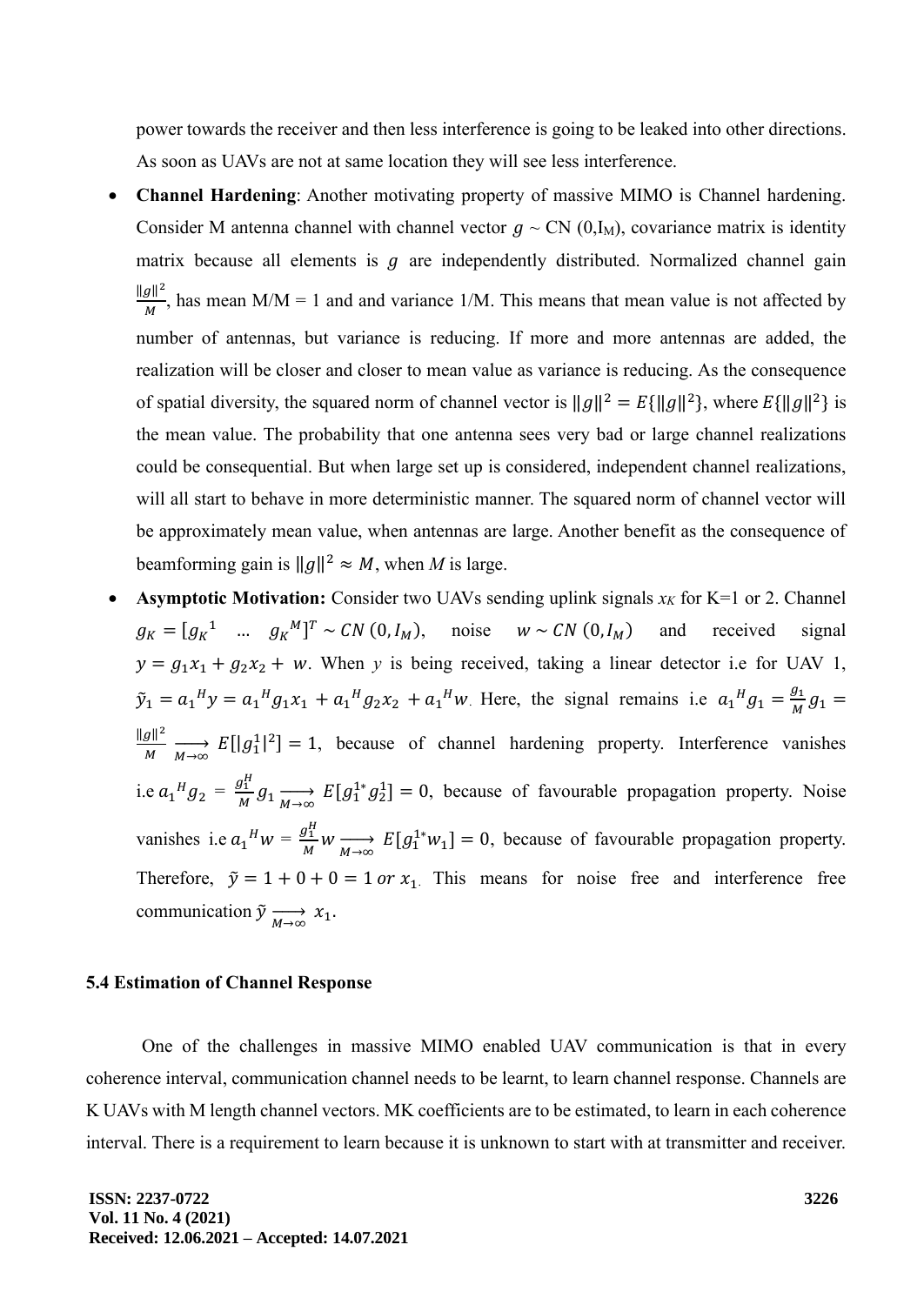power towards the receiver and then less interference is going to be leaked into other directions. As soon as UAVs are not at same location they will see less interference.

- **Channel Hardening**: Another motivating property of massive MIMO is Channel hardening. Consider M antenna channel with channel vector $g \sim CN(0, I_M)$, covariance matrix is identity matrix because all elements is $g$ are independently distributed. Normalized channel gain $\frac{\|g\|^2}{M}$, has mean M/M = 1 and and variance 1/M. This means that mean value is not affected by number of antennas, but variance is reducing. If more and more antennas are added, the realization will be closer and closer to mean value as variance is reducing. As the consequence of spatial diversity, the squared norm of channel vector is $\|g\|^2 = E\{\|g\|^2\}$, where $E\{\|g\|^2\}$ is the mean value. The probability that one antenna sees very bad or large channel realizations could be consequential. But when large set up is considered, independent channel realizations, will all start to behave in more deterministic manner. The squared norm of channel vector will be approximately mean value, when antennas are large. Another benefit as the consequence of beamforming gain is $\|g\|^2 \approx M$, when *M* is large.
- **Asymptotic Motivation:** Consider two UAVs sending uplink signals $x_K$ for K=1 or 2. Channel $g_K = [g_K{}^1 \ \ldots \ g_K{}^M]^T \sim CN(0, I_M)$, noise $w \sim CN(0, I_M)$ and received signal $y = g_1 x_1 + g_2 x_2 + w$. When *y* is being received, taking a linear detector i.e for UAV 1, $\tilde{y}_1 = a_1{}^H y = a_1{}^H g_1 x_1 + a_1{}^H g_2 x_2 + a_1{}^H w$. Here, the signal remains i.e $a_1{}^H g_1 = \frac{g_1}{M} g_1 = \frac{\|g\|^2}{M} \underset{M\to\infty}{\longrightarrow} E[|g_1^1|^2] = 1$, because of channel hardening property. Interference vanishes i.e $a_1{}^H g_2 = \frac{g_1^H}{M} g_1 \underset{M\to\infty}{\longrightarrow} E[g_1^{1*} g_2^1] = 0$, because of favourable propagation property. Noise vanishes i.e $a_1{}^H w = \frac{g_1^H}{M} w \underset{M\to\infty}{\longrightarrow} E[g_1^{1*} w_1] = 0$, because of favourable propagation property. Therefore, $\tilde{y} = 1 + 0 + 0 = 1 \ or \ x_1$. This means for noise free and interference free communication $\tilde{y} \underset{M\to\infty}{\longrightarrow} x_1$.

### 5.4 Estimation of Channel Response

One of the challenges in massive MIMO enabled UAV communication is that in every coherence interval, communication channel needs to be learnt, to learn channel response. Channels are K UAVs with M length channel vectors. MK coefficients are to be estimated, to learn in each coherence interval. There is a requirement to learn because it is unknown to start with at transmitter and receiver.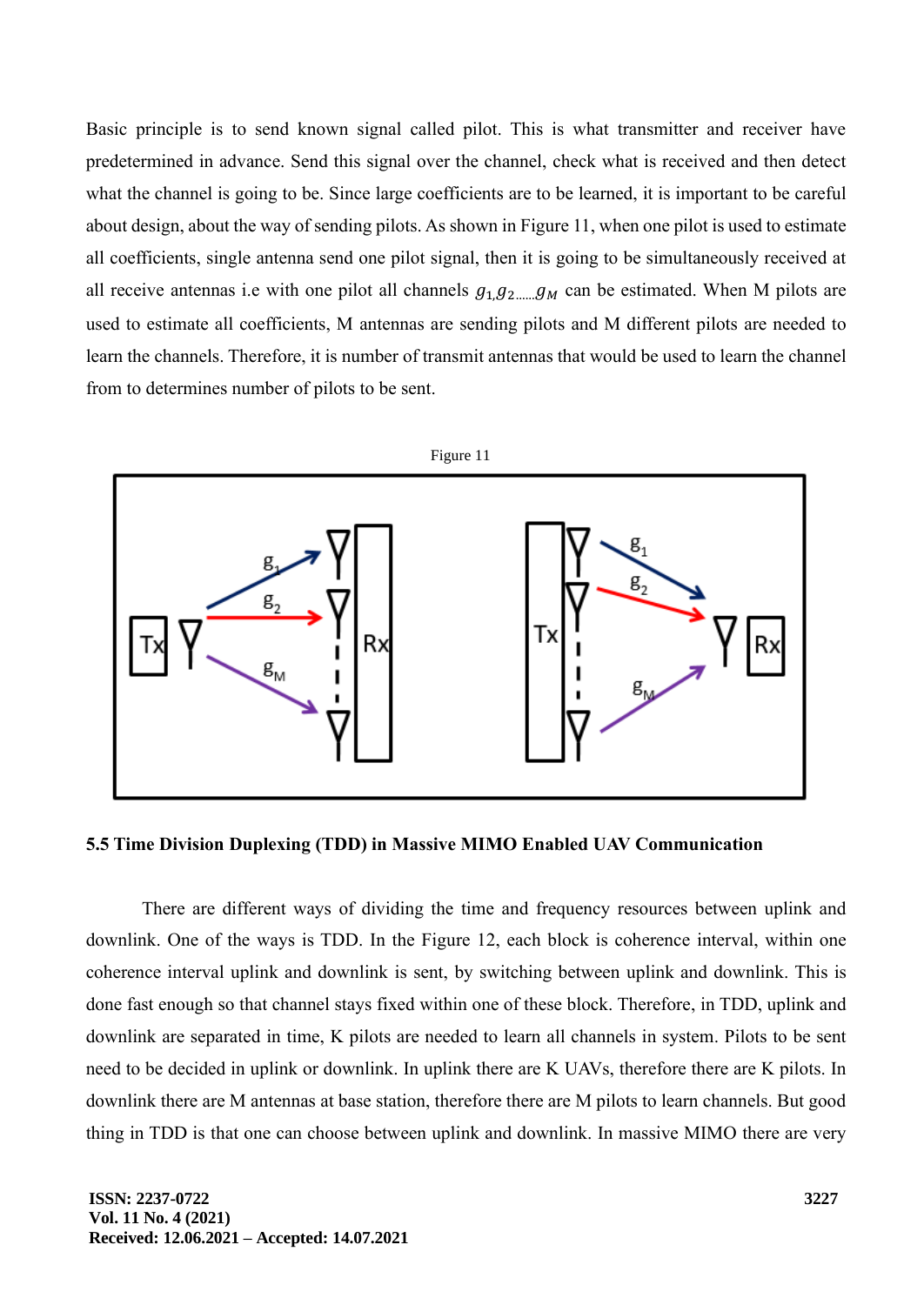Basic principle is to send known signal called pilot. This is what transmitter and receiver have predetermined in advance. Send this signal over the channel, check what is received and then detect what the channel is going to be. Since large coefficients are to be learned, it is important to be careful about design, about the way of sending pilots. As shown in Figure 11, when one pilot is used to estimate all coefficients, single antenna send one pilot signal, then it is going to be simultaneously received at all receive antennas i.e with one pilot all channels $g_{1,}g_{2......}g_M$ can be estimated. When M pilots are used to estimate all coefficients, M antennas are sending pilots and M different pilots are needed to learn the channels. Therefore, it is number of transmit antennas that would be used to learn the channel from to determines number of pilots to be sent.

Figure 11

### 5.5 Time Division Duplexing (TDD) in Massive MIMO Enabled UAV Communication

There are different ways of dividing the time and frequency resources between uplink and downlink. One of the ways is TDD. In the Figure 12, each block is coherence interval, within one coherence interval uplink and downlink is sent, by switching between uplink and downlink. This is done fast enough so that channel stays fixed within one of these block. Therefore, in TDD, uplink and downlink are separated in time, K pilots are needed to learn all channels in system. Pilots to be sent need to be decided in uplink or downlink. In uplink there are K UAVs, therefore there are K pilots. In downlink there are M antennas at base station, therefore there are M pilots to learn channels. But good thing in TDD is that one can choose between uplink and downlink. In massive MIMO there are very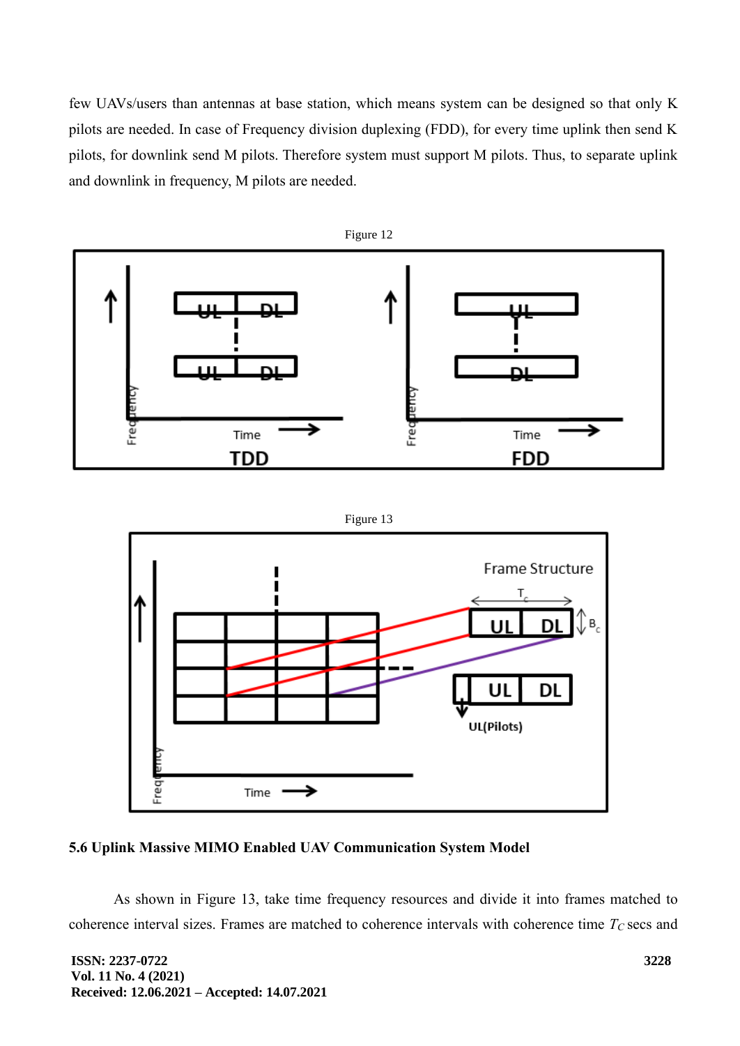few UAVs/users than antennas at base station, which means system can be designed so that only K pilots are needed. In case of Frequency division duplexing (FDD), for every time uplink then send K pilots, for downlink send M pilots. Therefore system must support M pilots. Thus, to separate uplink and downlink in frequency, M pilots are needed.

Figure 12

Figure 13

### 5.6 Uplink Massive MIMO Enabled UAV Communication System Model

As shown in Figure 13, take time frequency resources and divide it into frames matched to coherence interval sizes. Frames are matched to coherence intervals with coherence time $T_C$ secs and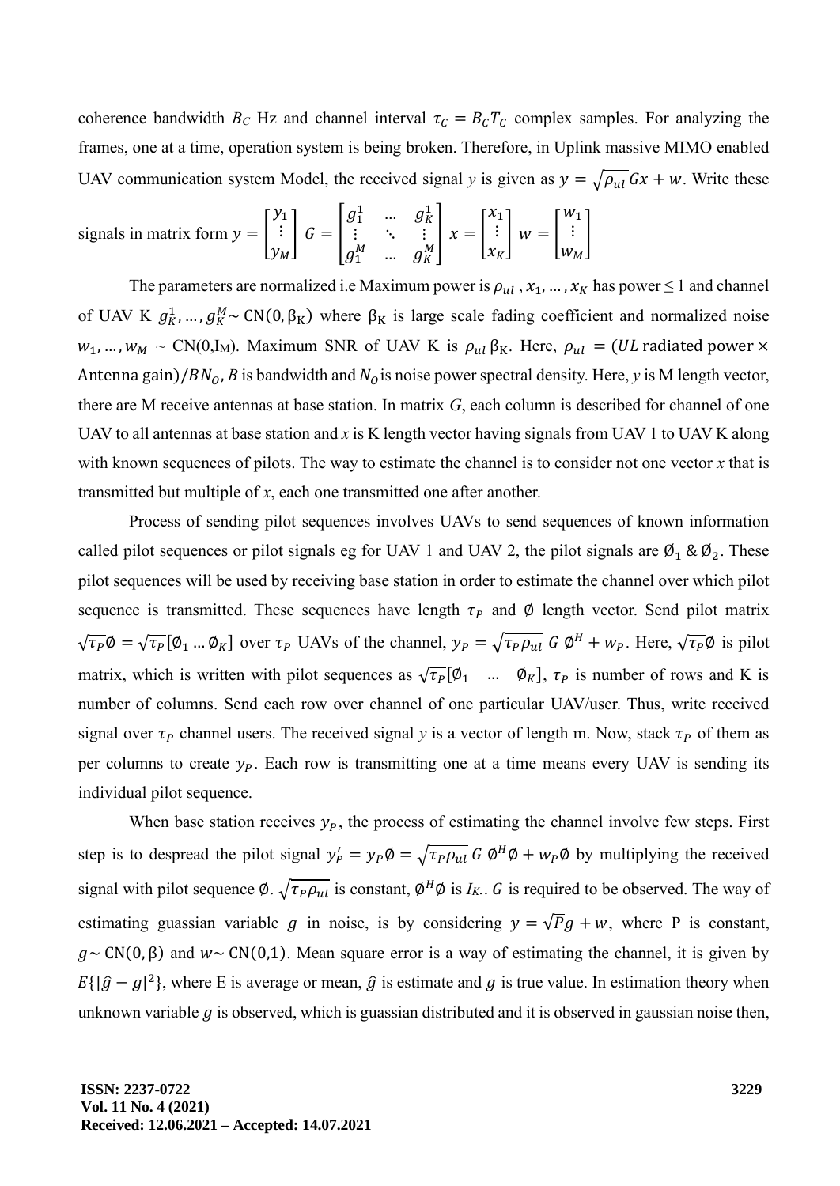coherence bandwidth $B_C$ Hz and channel interval $\tau_C = B_C T_C$ complex samples. For analyzing the frames, one at a time, operation system is being broken. Therefore, in Uplink massive MIMO enabled UAV communication system Model, the received signal $y$ is given as $y = \sqrt{\rho_{ul}}\, Gx + w$. Write these signals in matrix form $y = \begin{bmatrix} y_1 \\ \vdots \\ y_M \end{bmatrix}$ $G = \begin{bmatrix} g_1^1 & \dots & g_K^1 \\ \vdots & \ddots & \vdots \\ g_1^M & \dots & g_K^M \end{bmatrix}$ $x = \begin{bmatrix} x_1 \\ \vdots \\ x_K \end{bmatrix}$ $w = \begin{bmatrix} w_1 \\ \vdots \\ w_M \end{bmatrix}$

The parameters are normalized i.e Maximum power is $\rho_{ul}$ , $x_1, \dots, x_K$ has power $\leq 1$ and channel of UAV K $g_K^1, \dots, g_K^M \sim \mathrm{CN}(0, \beta_K)$ where $\beta_K$ is large scale fading coefficient and normalized noise $w_1, \dots, w_M \sim$ CN(0,$I_M$). Maximum SNR of UAV K is $\rho_{ul}\,\beta_K$. Here, $\rho_{ul} = (UL\ \text{radiated power} \times \text{Antenna gain})/BN_O$, $B$ is bandwidth and $N_O$ is noise power spectral density. Here, $y$ is M length vector, there are M receive antennas at base station. In matrix $G$, each column is described for channel of one UAV to all antennas at base station and $x$ is K length vector having signals from UAV 1 to UAV K along with known sequences of pilots. The way to estimate the channel is to consider not one vector $x$ that is transmitted but multiple of $x$, each one transmitted one after another.

Process of sending pilot sequences involves UAVs to send sequences of known information called pilot sequences or pilot signals eg for UAV 1 and UAV 2, the pilot signals are $\emptyset_1$ & $\emptyset_2$. These pilot sequences will be used by receiving base station in order to estimate the channel over which pilot sequence is transmitted. These sequences have length $\tau_P$ and $\emptyset$ length vector. Send pilot matrix $\sqrt{\tau_P}\emptyset = \sqrt{\tau_P}[\emptyset_1 \dots \emptyset_K]$ over $\tau_P$ UAVs of the channel, $y_P = \sqrt{\tau_P \rho_{ul}}\ G\ \emptyset^H + w_P$. Here, $\sqrt{\tau_P}\emptyset$ is pilot matrix, which is written with pilot sequences as $\sqrt{\tau_P}[\emptyset_1 \quad \dots \quad \emptyset_K]$, $\tau_P$ is number of rows and K is number of columns. Send each row over channel of one particular UAV/user. Thus, write received signal over $\tau_P$ channel users. The received signal $y$ is a vector of length m. Now, stack $\tau_P$ of them as per columns to create $y_P$. Each row is transmitting one at a time means every UAV is sending its individual pilot sequence.

When base station receives $y_P$, the process of estimating the channel involve few steps. First step is to despread the pilot signal $y_P' = y_P\emptyset = \sqrt{\tau_P \rho_{ul}}\ G\ \emptyset^H\emptyset + w_P\emptyset$ by multiplying the received signal with pilot sequence $\emptyset$. $\sqrt{\tau_P \rho_{ul}}$ is constant, $\emptyset^H\emptyset$ is $I_K$.. $G$ is required to be observed. The way of estimating guassian variable $g$ in noise, is by considering $y = \sqrt{P}g + w$, where P is constant, $g \sim \mathrm{CN}(0, \beta)$ and $w \sim \mathrm{CN}(0,1)$. Mean square error is a way of estimating the channel, it is given by $E\{|\hat{g} - g|^2\}$, where E is average or mean, $\hat{g}$ is estimate and $g$ is true value. In estimation theory when unknown variable $g$ is observed, which is guassian distributed and it is observed in gaussian noise then,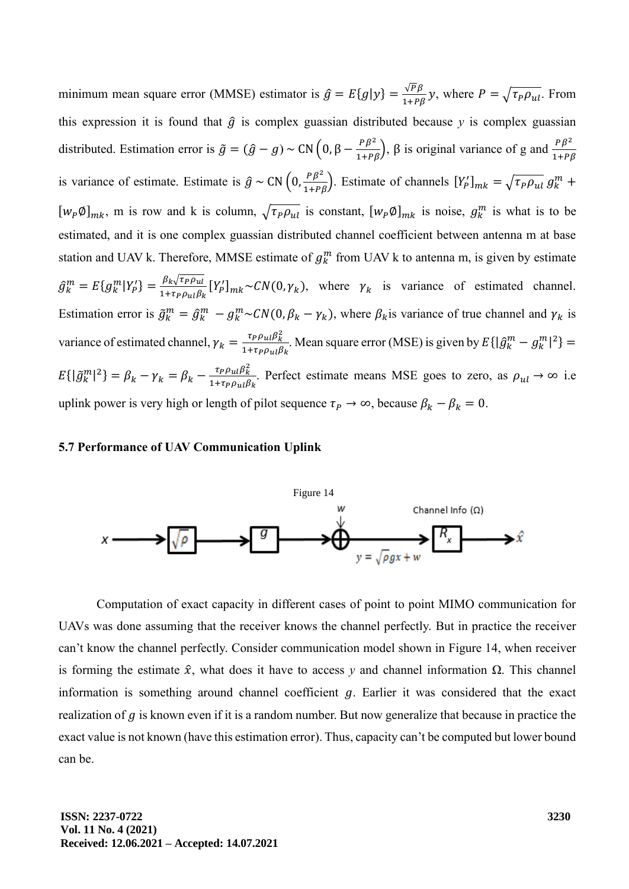minimum mean square error (MMSE) estimator is $\hat{g} = E\{g|y\} = \frac{\sqrt{P}\beta}{1+P\beta}y$, where $P = \sqrt{\tau_P \rho_{ul}}$. From this expression it is found that $\hat{g}$ is complex guassian distributed because *y* is complex guassian distributed. Estimation error is $\tilde{g} = (\hat{g} - g) \sim \mathrm{CN}\left(0, \beta - \frac{P\beta^2}{1+P\beta}\right)$, β is original variance of g and $\frac{P\beta^2}{1+P\beta}$ is variance of estimate. Estimate is $\hat{g} \sim \mathrm{CN}\left(0, \frac{P\beta^2}{1+P\beta}\right)$. Estimate of channels $[Y_P']_{mk} = \sqrt{\tau_P \rho_{ul}}\, g_k^m + [w_P\emptyset]_{mk}$, m is row and k is column, $\sqrt{\tau_P \rho_{ul}}$ is constant, $[w_P\emptyset]_{mk}$ is noise, $g_k^m$ is what is to be estimated, and it is one complex guassian distributed channel coefficient between antenna m at base station and UAV k. Therefore, MMSE estimate of $g_k^m$ from UAV k to antenna m, is given by estimate $\hat{g}_k^m = E\{g_k^m|Y_P'\} = \frac{\beta_k\sqrt{\tau_P \rho_{ul}}}{1+\tau_P \rho_{ul}\beta_k}[Y_P']_{mk} \sim CN(0, \gamma_k)$, where $\gamma_k$ is variance of estimated channel. Estimation error is $\tilde{g}_k^m = \hat{g}_k^m - g_k^m \sim CN(0, \beta_k - \gamma_k)$, where $\beta_k$ is variance of true channel and $\gamma_k$ is variance of estimated channel, $\gamma_k = \frac{\tau_P \rho_{ul}\beta_k^2}{1+\tau_P \rho_{ul}\beta_k}$. Mean square error (MSE) is given by $E\{|\hat{g}_k^m - g_k^m|^2\} = E\{|\tilde{g}_k^m|^2\} = \beta_k - \gamma_k = \beta_k - \frac{\tau_P \rho_{ul}\beta_k^2}{1+\tau_P \rho_{ul}\beta_k}$. Perfect estimate means MSE goes to zero, as $\rho_{ul} \to \infty$ i.e uplink power is very high or length of pilot sequence $\tau_P \to \infty$, because $\beta_k - \beta_k = 0$.

### 5.7 Performance of UAV Communication Uplink

Figure 14

Computation of exact capacity in different cases of point to point MIMO communication for UAVs was done assuming that the receiver knows the channel perfectly. But in practice the receiver can't know the channel perfectly. Consider communication model shown in Figure 14, when receiver is forming the estimate $\hat{x}$, what does it have to access *y* and channel information Ω. This channel information is something around channel coefficient $g$. Earlier it was considered that the exact realization of $g$ is known even if it is a random number. But now generalize that because in practice the exact value is not known (have this estimation error). Thus, capacity can't be computed but lower bound can be.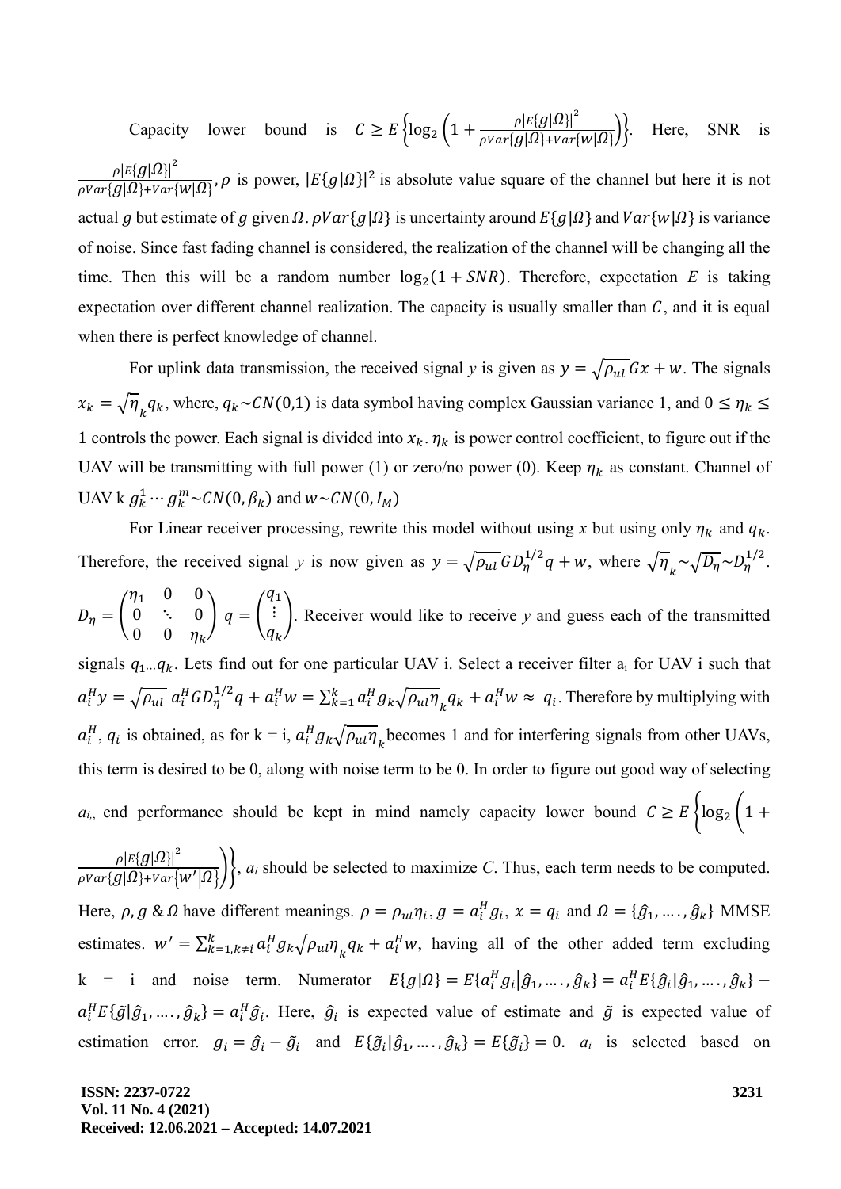Capacity lower bound is $C \geq E\left\{\log_2\left(1+\frac{\rho|E\{g|\Omega\}|^2}{\rho Var\{g|\Omega\}+Var\{w|\Omega\}}\right)\right\}$. Here, SNR is $\frac{\rho|E\{g|\Omega\}|^2}{\rho Var\{g|\Omega\}+Var\{w|\Omega\}}$, $\rho$ is power, $|E\{g|\Omega\}|^2$ is absolute value square of the channel but here it is not actual $g$ but estimate of $g$ given $\Omega$. $\rho Var\{g|\Omega\}$ is uncertainty around $E\{g|\Omega\}$ and $Var\{w|\Omega\}$ is variance of noise. Since fast fading channel is considered, the realization of the channel will be changing all the time. Then this will be a random number $\log_2(1+SNR)$. Therefore, expectation $E$ is taking expectation over different channel realization. The capacity is usually smaller than $C$, and it is equal when there is perfect knowledge of channel.

For uplink data transmission, the received signal *y* is given as $y = \sqrt{\rho_{ul}}Gx + w$. The signals $x_k = \sqrt{\eta_k}q_k$, where, $q_k \sim CN(0,1)$ is data symbol having complex Gaussian variance 1, and $0 \leq \eta_k \leq 1$ controls the power. Each signal is divided into $x_k$. $\eta_k$ is power control coefficient, to figure out if the UAV will be transmitting with full power (1) or zero/no power (0). Keep $\eta_k$ as constant. Channel of UAV k $g_k^1 \cdots g_k^m \sim CN(0,\beta_k)$ and $w \sim CN(0, I_M)$

For Linear receiver processing, rewrite this model without using *x* but using only $\eta_k$ and $q_k$. Therefore, the received signal *y* is now given as $y = \sqrt{\rho_{ul}}GD_\eta^{1/2}q + w$, where $\sqrt{\eta_k} \sim \sqrt{D_\eta} \sim D_\eta^{1/2}$. $D_\eta = \begin{pmatrix} \eta_1 & 0 & 0 \\ 0 & \ddots & 0 \\ 0 & 0 & \eta_k \end{pmatrix}$ $q = \begin{pmatrix} q_1 \\ \vdots \\ q_k \end{pmatrix}$. Receiver would like to receive *y* and guess each of the transmitted signals $q_1 \ldots q_k$. Lets find out for one particular UAV i. Select a receiver filter $a_i$ for UAV i such that $a_i^H y = \sqrt{\rho_{ul}}\, a_i^H G D_\eta^{1/2} q + a_i^H w = \sum_{k=1}^{k} a_i^H g_k \sqrt{\rho_{ul}\eta_k}\, q_k + a_i^H w \approx q_i$. Therefore by multiplying with $a_i^H$, $q_i$ is obtained, as for k = i, $a_i^H g_k \sqrt{\rho_{ul}\eta_k}$ becomes 1 and for interfering signals from other UAVs, this term is desired to be 0, along with noise term to be 0. In order to figure out good way of selecting $a_i$, end performance should be kept in mind namely capacity lower bound $C \geq E\left\{\log_2\left(1+\frac{\rho|E\{g|\Omega\}|^2}{\rho Var\{g|\Omega\}+Var\{w'|\Omega\}}\right)\right\}$, $a_i$ should be selected to maximize *C*. Thus, each term needs to be computed. Here, $\rho$, $g$ & $\Omega$ have different meanings. $\rho = \rho_{ul}\eta_i$, $g = a_i^H g_i$, $x = q_i$ and $\Omega = \{\hat{g}_1, \ldots, \hat{g}_k\}$ MMSE estimates. $w' = \sum_{k=1, k\neq i}^{k} a_i^H g_k \sqrt{\rho_{ul}\eta_k}\, q_k + a_i^H w$, having all of the other added term excluding k = i and noise term. Numerator $E\{g|\Omega\} = E\{a_i^H g_i | \hat{g}_1, \ldots, \hat{g}_k\} = a_i^H E\{\hat{g}_i|\hat{g}_1, \ldots, \hat{g}_k\} - a_i^H E\{\tilde{g}|\hat{g}_1, \ldots, \hat{g}_k\} = a_i^H \hat{g}_i$. Here, $\hat{g}_i$ is expected value of estimate and $\tilde{g}$ is expected value of estimation error. $g_i = \hat{g}_i - \tilde{g}_i$ and $E\{\tilde{g}_i|\hat{g}_1, \ldots, \hat{g}_k\} = E\{\tilde{g}_i\} = 0$. $a_i$ is selected based on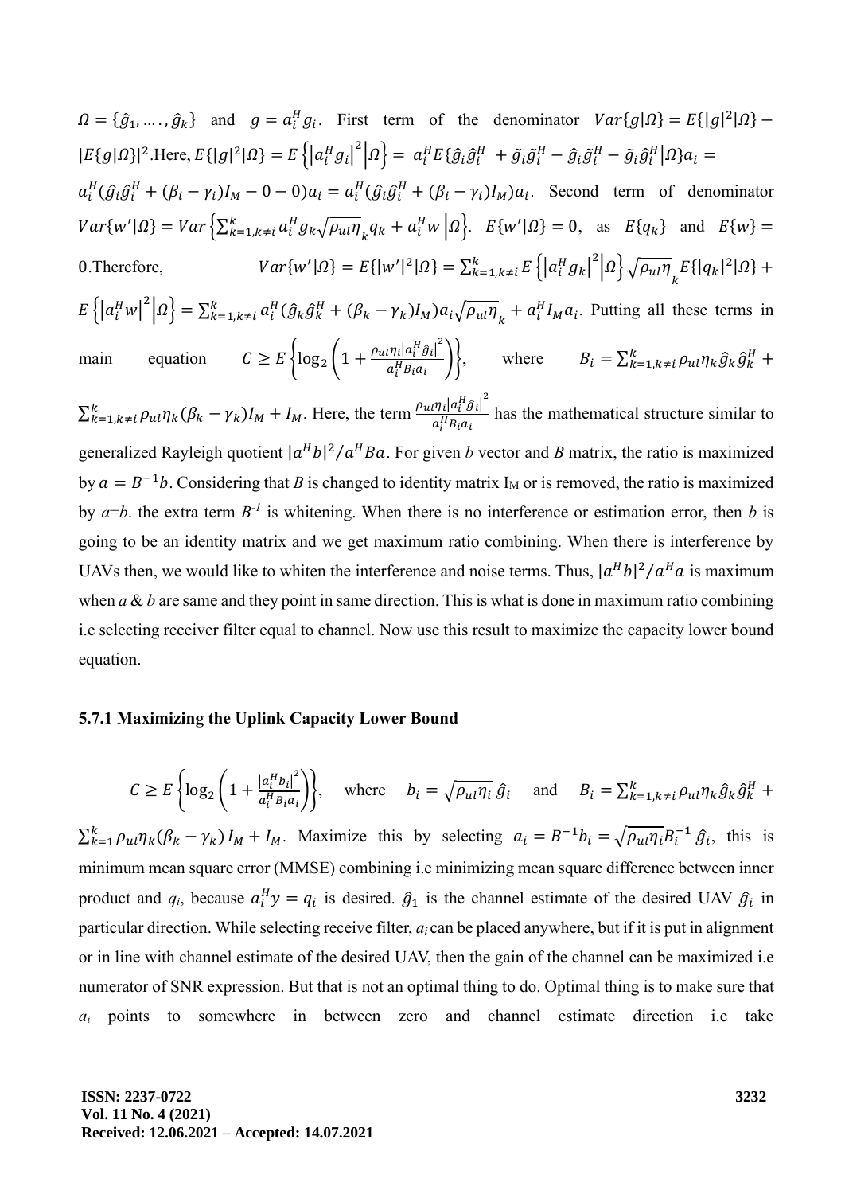$\Omega = \{\hat{g}_1, \ldots., \hat{g}_k\}$ and $g = a_i^H g_i$. First term of the denominator $Var\{g|\Omega\} = E\{|g|^2|\Omega\} - |E\{g|\Omega\}|^2$.Here, $E\{|g|^2|\Omega\} = E\left\{\left|a_i^H g_i\right|^2\middle|\Omega\right\} = a_i^H E\{\hat{g}_i\hat{g}_i^H + \tilde{g}_i\tilde{g}_i^H - \hat{g}_i\tilde{g}_i^H - \tilde{g}_i\hat{g}_i^H|\Omega\}a_i = a_i^H(\hat{g}_i\hat{g}_i^H + (\beta_i - \gamma_i)I_M - 0 - 0)a_i = a_i^H(\hat{g}_i\hat{g}_i^H + (\beta_i - \gamma_i)I_M)a_i$. Second term of denominator $Var\{w'|\Omega\} = Var\left\{\sum_{k=1,k\neq i}^{k} a_i^H g_k\sqrt{\rho_{ul}\eta}_k q_k + a_i^H w\middle|\Omega\right\}$. $E\{w'|\Omega\} = 0$, as $E\{q_k\}$ and $E\{w\} = 0$.Therefore, $Var\{w'|\Omega\} = E\{|w'|^2|\Omega\} = \sum_{k=1,k\neq i}^{k} E\left\{\left|a_i^H g_k\right|^2\middle|\Omega\right\}\sqrt{\rho_{ul}\eta}_k E\{|q_k|^2|\Omega\} + E\left\{\left|a_i^H w\right|^2\middle|\Omega\right\} = \sum_{k=1,k\neq i}^{k} a_i^H(\hat{g}_k\hat{g}_k^H + (\beta_k - \gamma_k)I_M)a_i\sqrt{\rho_{ul}\eta}_k + a_i^H I_M a_i$. Putting all these terms in main equation $C \geq E\left\{\log_2\left(1 + \frac{\rho_{ul}\eta_i\left|a_i^H\hat{g}_i\right|^2}{a_i^H B_i a_i}\right)\right\}$, where $B_i = \sum_{k=1,k\neq i}^{k}\rho_{ul}\eta_k\hat{g}_k\hat{g}_k^H + \sum_{k=1,k\neq i}^{k}\rho_{ul}\eta_k(\beta_k - \gamma_k)I_M + I_M$. Here, the term $\frac{\rho_{ul}\eta_i\left|a_i^H\hat{g}_i\right|^2}{a_i^H B_i a_i}$ has the mathematical structure similar to generalized Rayleigh quotient $|a^H b|^2/a^H Ba$. For given *b* vector and *B* matrix, the ratio is maximized by $a = B^{-1}b$. Considering that *B* is changed to identity matrix $I_M$ or is removed, the ratio is maximized by *a*=*b*. the extra term $B^{-1}$ is whitening. When there is no interference or estimation error, then *b* is going to be an identity matrix and we get maximum ratio combining. When there is interference by UAVs then, we would like to whiten the interference and noise terms. Thus, $|a^H b|^2/a^H a$ is maximum when *a* & *b* are same and they point in same direction. This is what is done in maximum ratio combining i.e selecting receiver filter equal to channel. Now use this result to maximize the capacity lower bound equation.

### 5.7.1 Maximizing the Uplink Capacity Lower Bound

$C \geq E\left\{\log_2\left(1 + \frac{\left|a_i^H b_i\right|^2}{a_i^H B_i a_i}\right)\right\}$, where $b_i = \sqrt{\rho_{ul}\eta_i}\,\hat{g}_i$ and $B_i = \sum_{k=1,k\neq i}^{k}\rho_{ul}\eta_k\hat{g}_k\hat{g}_k^H + \sum_{k=1}^{k}\rho_{ul}\eta_k(\beta_k - \gamma_k)I_M + I_M$. Maximize this by selecting $a_i = B^{-1}b_i = \sqrt{\rho_{ul}\eta_i}B_i^{-1}\,\hat{g}_i$, this is minimum mean square error (MMSE) combining i.e minimizing mean square difference between inner product and $q_i$, because $a_i^H y = q_i$ is desired. $\hat{g}_1$ is the channel estimate of the desired UAV $\hat{g}_i$ in particular direction. While selecting receive filter, $a_i$ can be placed anywhere, but if it is put in alignment or in line with channel estimate of the desired UAV, then the gain of the channel can be maximized i.e numerator of SNR expression. But that is not an optimal thing to do. Optimal thing is to make sure that $a_i$ points to somewhere in between zero and channel estimate direction i.e take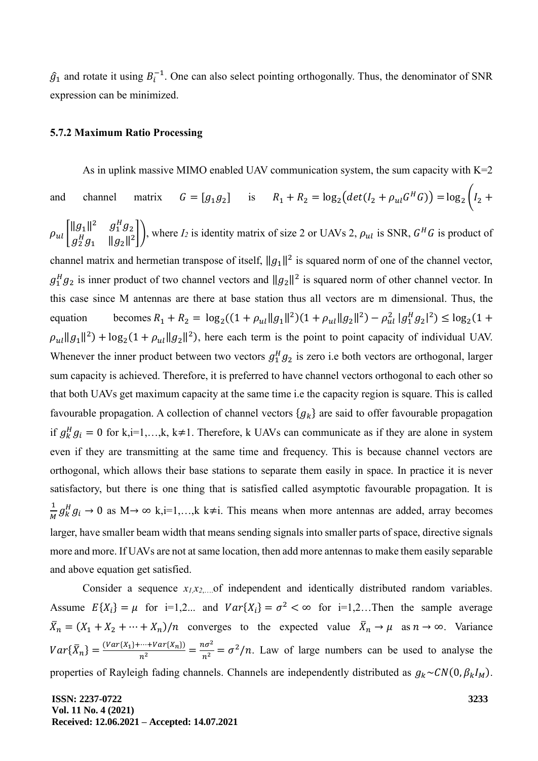$\hat{g}_1$ and rotate it using $B_i^{-1}$. One can also select pointing orthogonally. Thus, the denominator of SNR expression can be minimized.

### 5.7.2 Maximum Ratio Processing

As in uplink massive MIMO enabled UAV communication system, the sum capacity with K=2 and channel matrix $G = [g_1 g_2]$ is $R_1 + R_2 = \log_2(det(I_2 + \rho_{ul} G^H G)) = \log_2\left(I_2 + \rho_{ul} \begin{bmatrix} \|g_1\|^2 & g_1^H g_2 \\ g_2^H g_1 & \|g_2\|^2 \end{bmatrix}\right)$, where $I_2$ is identity matrix of size 2 or UAVs 2, $\rho_{ul}$ is SNR, $G^H G$ is product of channel matrix and hermetian transpose of itself, $\|g_1\|^2$ is squared norm of one of the channel vector, $g_1^H g_2$ is inner product of two channel vectors and $\|g_2\|^2$ is squared norm of other channel vector. In this case since M antennas are there at base station thus all vectors are m dimensional. Thus, the equation becomes $R_1 + R_2 = \log_2((1 + \rho_{ul}\|g_1\|^2)(1 + \rho_{ul}\|g_2\|^2) - \rho_{ul}^2 |g_1^H g_2|^2) \leq \log_2(1 + \rho_{ul}\|g_1\|^2) + \log_2(1 + \rho_{ul}\|g_2\|^2)$, here each term is the point to point capacity of individual UAV. Whenever the inner product between two vectors $g_1^H g_2$ is zero i.e both vectors are orthogonal, larger sum capacity is achieved. Therefore, it is preferred to have channel vectors orthogonal to each other so that both UAVs get maximum capacity at the same time i.e the capacity region is square. This is called favourable propagation. A collection of channel vectors $\{g_k\}$ are said to offer favourable propagation if $g_k^H g_i = 0$ for k,i=1,…,k, k≠1. Therefore, k UAVs can communicate as if they are alone in system even if they are transmitting at the same time and frequency. This is because channel vectors are orthogonal, which allows their base stations to separate them easily in space. In practice it is never satisfactory, but there is one thing that is satisfied called asymptotic favourable propagation. It is $\frac{1}{M} g_k^H g_i \to 0$ as $M \to \infty$ k,i=1,…,k k≠i. This means when more antennas are added, array becomes larger, have smaller beam width that means sending signals into smaller parts of space, directive signals more and more. If UAVs are not at same location, then add more antennas to make them easily separable and above equation get satisfied.

Consider a sequence $x_1, x_2, \ldots$ of independent and identically distributed random variables. Assume $E\{X_i\} = \mu$ for i=1,2... and $Var\{X_i\} = \sigma^2 < \infty$ for i=1,2…Then the sample average $\bar{X}_n = (X_1 + X_2 + \cdots + X_n)/n$ converges to the expected value $\bar{X}_n \to \mu$ as $n \to \infty$. Variance $Var\{\bar{X}_n\} = \frac{(Var\{X_1\} + \cdots + Var\{X_n\})}{n^2} = \frac{n\sigma^2}{n^2} = \sigma^2/n$. Law of large numbers can be used to analyse the properties of Rayleigh fading channels. Channels are independently distributed as $g_k \sim CN(0, \beta_k I_M)$.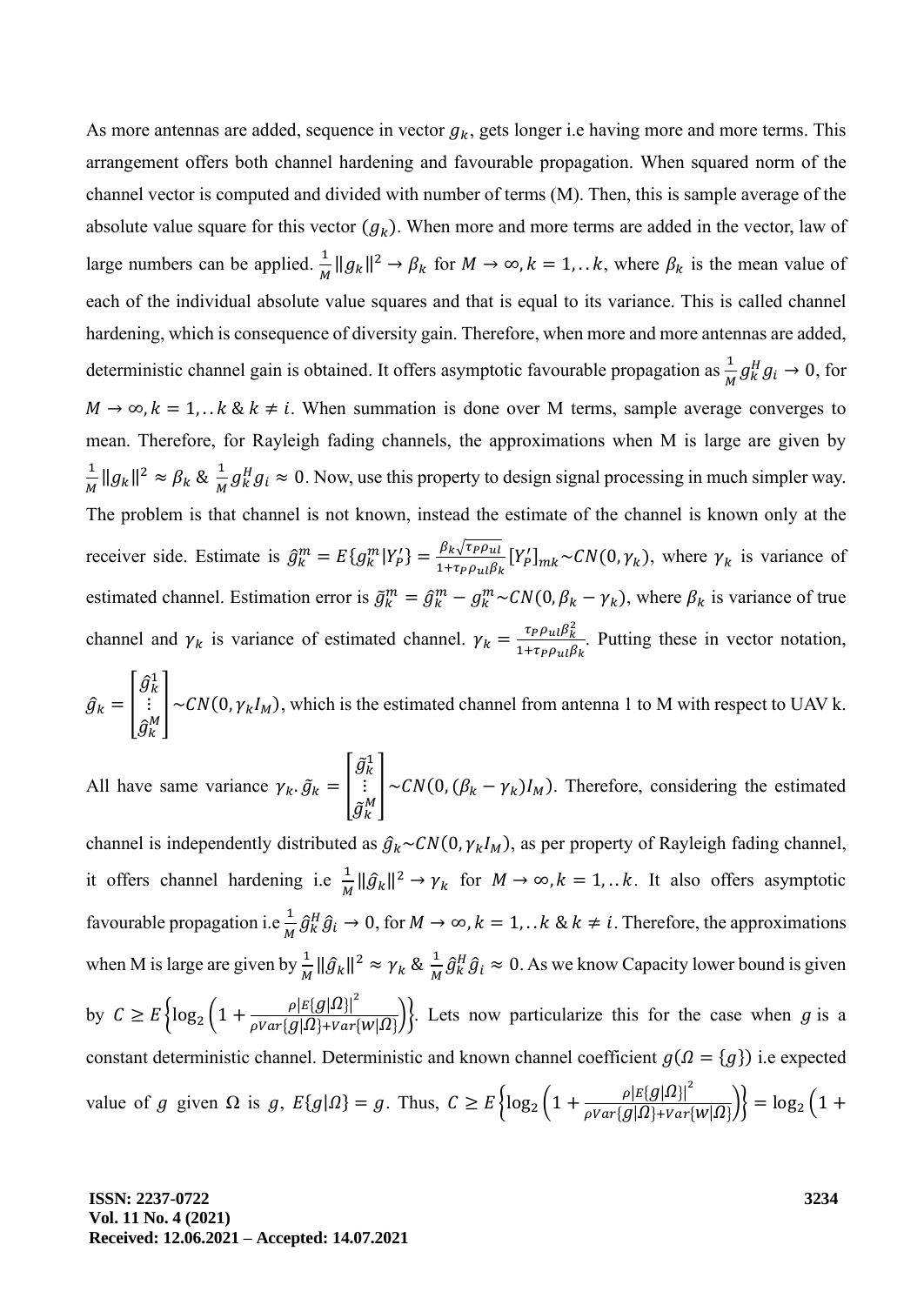As more antennas are added, sequence in vector $g_k$, gets longer i.e having more and more terms. This arrangement offers both channel hardening and favourable propagation. When squared norm of the channel vector is computed and divided with number of terms (M). Then, this is sample average of the absolute value square for this vector $(g_k)$. When more and more terms are added in the vector, law of large numbers can be applied. $\frac{1}{M}\|g_k\|^2 \rightarrow \beta_k$ for $M \rightarrow \infty, k = 1, .. k$, where $\beta_k$ is the mean value of each of the individual absolute value squares and that is equal to its variance. This is called channel hardening, which is consequence of diversity gain. Therefore, when more and more antennas are added, deterministic channel gain is obtained. It offers asymptotic favourable propagation as $\frac{1}{M} g_k^H g_i \rightarrow 0$, for $M \rightarrow \infty, k = 1, .. k$ & $k \neq i$. When summation is done over M terms, sample average converges to mean. Therefore, for Rayleigh fading channels, the approximations when M is large are given by $\frac{1}{M}\|g_k\|^2 \approx \beta_k$ & $\frac{1}{M} g_k^H g_i \approx 0$. Now, use this property to design signal processing in much simpler way. The problem is that channel is not known, instead the estimate of the channel is known only at the receiver side. Estimate is $\hat{g}_k^m = E\{g_k^m | Y_P'\} = \frac{\beta_k \sqrt{\tau_P \rho_{ul}}}{1+\tau_P \rho_{ul} \beta_k} [Y_P']_{mk} \sim CN(0, \gamma_k)$, where $\gamma_k$ is variance of estimated channel. Estimation error is $\tilde{g}_k^m = \hat{g}_k^m - g_k^m \sim CN(0, \beta_k - \gamma_k)$, where $\beta_k$ is variance of true channel and $\gamma_k$ is variance of estimated channel. $\gamma_k = \frac{\tau_P \rho_{ul} \beta_k^2}{1+\tau_P \rho_{ul} \beta_k}$. Putting these in vector notation, $\hat{g}_k = \begin{bmatrix} \hat{g}_k^1 \\ \vdots \\ \hat{g}_k^M \end{bmatrix} \sim CN(0, \gamma_k I_M)$, which is the estimated channel from antenna 1 to M with respect to UAV k. All have same variance $\gamma_k$. $\tilde{g}_k = \begin{bmatrix} \tilde{g}_k^1 \\ \vdots \\ \tilde{g}_k^M \end{bmatrix} \sim CN(0, (\beta_k - \gamma_k) I_M)$. Therefore, considering the estimated channel is independently distributed as $\hat{g}_k \sim CN(0, \gamma_k I_M)$, as per property of Rayleigh fading channel, it offers channel hardening i.e $\frac{1}{M}\|\hat{g}_k\|^2 \rightarrow \gamma_k$ for $M \rightarrow \infty, k = 1, .. k$. It also offers asymptotic favourable propagation i.e $\frac{1}{M} \hat{g}_k^H \hat{g}_i \rightarrow 0$, for $M \rightarrow \infty, k = 1, .. k$ & $k \neq i$. Therefore, the approximations when M is large are given by $\frac{1}{M}\|\hat{g}_k\|^2 \approx \gamma_k$ & $\frac{1}{M} \hat{g}_k^H \hat{g}_i \approx 0$. As we know Capacity lower bound is given by $C \geq E\left\{\log_2\left(1 + \frac{\rho |E\{g|\Omega\}|^2}{\rho Var\{g|\Omega\} + Var\{w|\Omega\}}\right)\right\}$. Lets now particularize this for the case when $g$ is a constant deterministic channel. Deterministic and known channel coefficient $g(\Omega = \{g\})$ i.e expected value of $g$ given $\Omega$ is $g$, $E\{g|\Omega\} = g$. Thus, $C \geq E\left\{\log_2\left(1 + \frac{\rho |E\{g|\Omega\}|^2}{\rho Var\{g|\Omega\} + Var\{w|\Omega\}}\right)\right\} = \log_2\Big(1 +$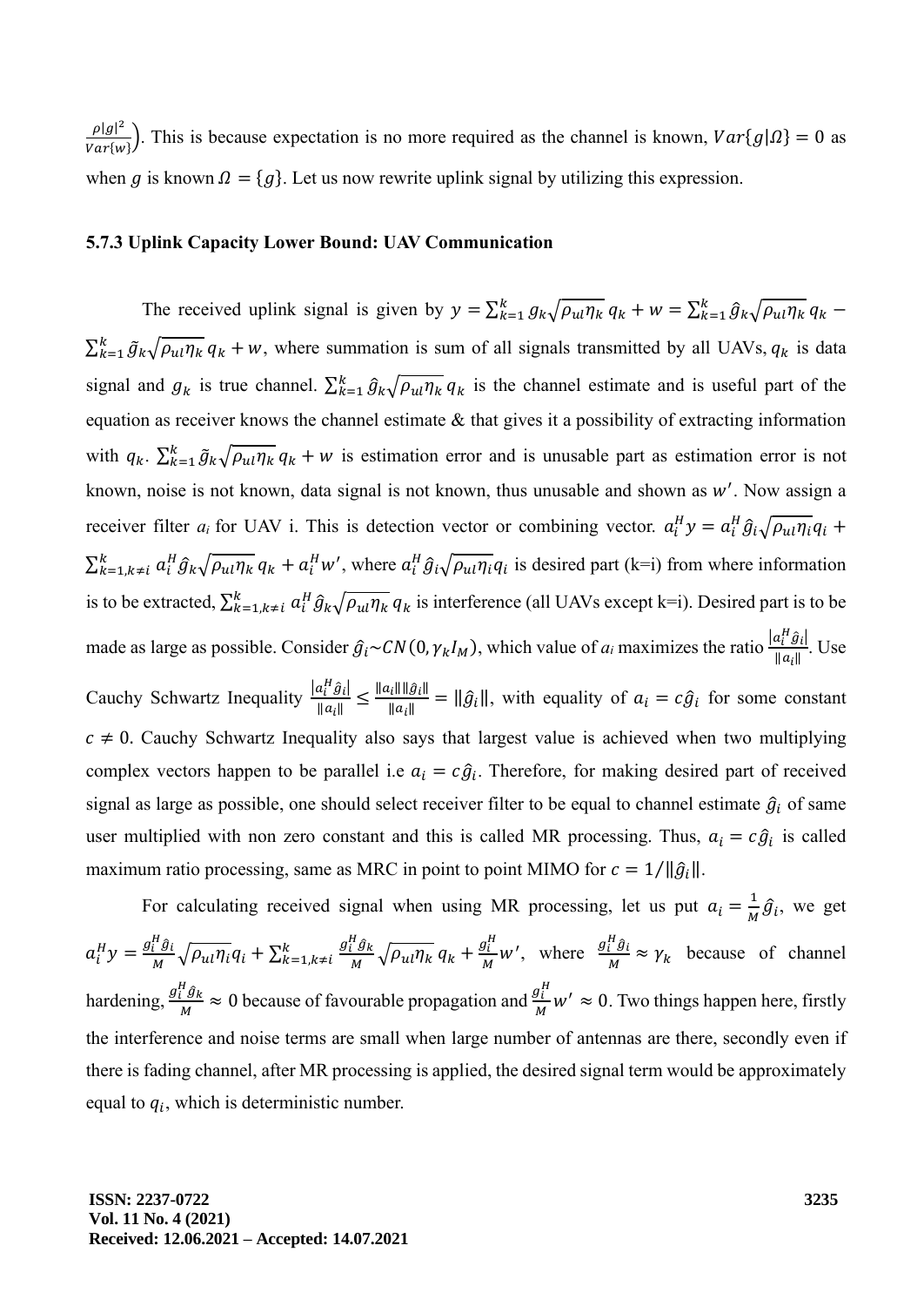$\frac{\rho|g|^2}{Var\{w\}}\Big)$. This is because expectation is no more required as the channel is known, $Var\{g|\Omega\} = 0$ as when $g$ is known $\Omega = \{g\}$. Let us now rewrite uplink signal by utilizing this expression.

### 5.7.3 Uplink Capacity Lower Bound: UAV Communication

The received uplink signal is given by $y = \sum_{k=1}^{k} g_k \sqrt{\rho_{ul}\eta_k}\, q_k + w = \sum_{k=1}^{k} \hat{g}_k \sqrt{\rho_{ul}\eta_k}\, q_k - \sum_{k=1}^{k} \tilde{g}_k \sqrt{\rho_{ul}\eta_k}\, q_k + w$, where summation is sum of all signals transmitted by all UAVs, $q_k$ is data signal and $g_k$ is true channel. $\sum_{k=1}^{k} \hat{g}_k \sqrt{\rho_{ul}\eta_k}\, q_k$ is the channel estimate and is useful part of the equation as receiver knows the channel estimate & that gives it a possibility of extracting information with $q_k$. $\sum_{k=1}^{k} \tilde{g}_k \sqrt{\rho_{ul}\eta_k}\, q_k + w$ is estimation error and is unusable part as estimation error is not known, noise is not known, data signal is not known, thus unusable and shown as $w'$. Now assign a receiver filter $a_i$ for UAV i. This is detection vector or combining vector. $a_i^H y = a_i^H \hat{g}_i \sqrt{\rho_{ul}\eta_i} q_i + \sum_{k=1,k\neq i}^{k} a_i^H \hat{g}_k \sqrt{\rho_{ul}\eta_k}\, q_k + a_i^H w'$, where $a_i^H \hat{g}_i \sqrt{\rho_{ul}\eta_i} q_i$ is desired part (k=i) from where information is to be extracted, $\sum_{k=1,k\neq i}^{k} a_i^H \hat{g}_k \sqrt{\rho_{ul}\eta_k}\, q_k$ is interference (all UAVs except k=i). Desired part is to be made as large as possible. Consider $\hat{g}_i \sim CN(0, \gamma_k I_M)$, which value of $a_i$ maximizes the ratio $\frac{|a_i^H \hat{g}_i|}{\|a_i\|}$. Use Cauchy Schwartz Inequality $\frac{|a_i^H \hat{g}_i|}{\|a_i\|} \leq \frac{\|a_i\|\|\hat{g}_i\|}{\|a_i\|} = \|\hat{g}_i\|$, with equality of $a_i = c\hat{g}_i$ for some constant $c \neq 0$. Cauchy Schwartz Inequality also says that largest value is achieved when two multiplying complex vectors happen to be parallel i.e $a_i = c\hat{g}_i$. Therefore, for making desired part of received signal as large as possible, one should select receiver filter to be equal to channel estimate $\hat{g}_i$ of same user multiplied with non zero constant and this is called MR processing. Thus, $a_i = c\hat{g}_i$ is called maximum ratio processing, same as MRC in point to point MIMO for $c = 1/\|\hat{g}_i\|$.

For calculating received signal when using MR processing, let us put $a_i = \frac{1}{M}\hat{g}_i$, we get $a_i^H y = \frac{g_i^H \hat{g}_i}{M} \sqrt{\rho_{ul}\eta_i} q_i + \sum_{k=1,k\neq i}^{k} \frac{g_i^H \hat{g}_k}{M} \sqrt{\rho_{ul}\eta_k}\, q_k + \frac{g_i^H}{M} w'$, where $\frac{g_i^H \hat{g}_i}{M} \approx \gamma_k$ because of channel hardening, $\frac{g_i^H \hat{g}_k}{M} \approx 0$ because of favourable propagation and $\frac{g_i^H}{M} w' \approx 0$. Two things happen here, firstly the interference and noise terms are small when large number of antennas are there, secondly even if there is fading channel, after MR processing is applied, the desired signal term would be approximately equal to $q_i$, which is deterministic number.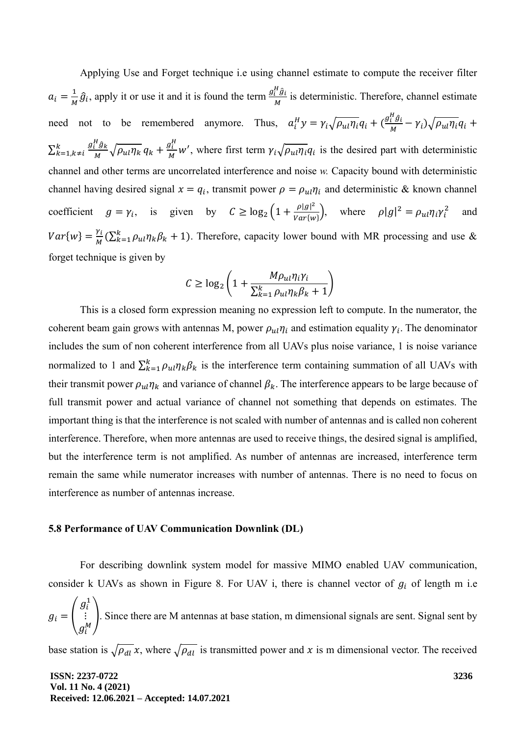Applying Use and Forget technique i.e using channel estimate to compute the receiver filter $a_i = \frac{1}{M}\hat{g}_i$, apply it or use it and it is found the term $\frac{g_i^H \hat{g}_i}{M}$ is deterministic. Therefore, channel estimate need not to be remembered anymore. Thus, $a_i^H y = \gamma_i \sqrt{\rho_{ul}\eta_i} q_i + (\frac{g_i^H \hat{g}_i}{M} - \gamma_i)\sqrt{\rho_{ul}\eta_i} q_i + \sum_{k=1, k\neq i}^{k} \frac{g_i^H \hat{g}_k}{M} \sqrt{\rho_{ul}\eta_k}\, q_k + \frac{g_i^H}{M} w'$, where first term $\gamma_i \sqrt{\rho_{ul}\eta_i} q_i$ is the desired part with deterministic channel and other terms are uncorrelated interference and noise *w.* Capacity bound with deterministic channel having desired signal $x = q_i$, transmit power $\rho = \rho_{ul}\eta_i$ and deterministic & known channel coefficient $g = \gamma_i$, is given by $C \geq \log_2\left(1 + \frac{\rho |g|^2}{Var\{w\}}\right)$, where $\rho |g|^2 = \rho_{ul}\eta_i \gamma_i^2$ and $Var\{w\} = \frac{\gamma_i}{M}(\sum_{k=1}^{k} \rho_{ul}\eta_k \beta_k + 1)$. Therefore, capacity lower bound with MR processing and use & forget technique is given by

$$C \geq \log_2\left(1 + \frac{M\rho_{ul}\eta_i\gamma_i}{\sum_{k=1}^{k} \rho_{ul}\eta_k\beta_k + 1}\right)$$

This is a closed form expression meaning no expression left to compute. In the numerator, the coherent beam gain grows with antennas M, power $\rho_{ul}\eta_i$ and estimation equality $\gamma_i$. The denominator includes the sum of non coherent interference from all UAVs plus noise variance, 1 is noise variance normalized to 1 and $\sum_{k=1}^{k} \rho_{ul}\eta_k\beta_k$ is the interference term containing summation of all UAVs with their transmit power $\rho_{ul}\eta_k$ and variance of channel $\beta_k$. The interference appears to be large because of full transmit power and actual variance of channel not something that depends on estimates. The important thing is that the interference is not scaled with number of antennas and is called non coherent interference. Therefore, when more antennas are used to receive things, the desired signal is amplified, but the interference term is not amplified. As number of antennas are increased, interference term remain the same while numerator increases with number of antennas. There is no need to focus on interference as number of antennas increase.

### 5.8 Performance of UAV Communication Downlink (DL)

For describing downlink system model for massive MIMO enabled UAV communication, consider k UAVs as shown in Figure 8. For UAV i, there is channel vector of $g_i$ of length m i.e $g_i = \begin{pmatrix} g_i^1 \\ \vdots \\ g_i^M \end{pmatrix}$. Since there are M antennas at base station, m dimensional signals are sent. Signal sent by base station is $\sqrt{\rho_{dl}}\, x$, where $\sqrt{\rho_{dl}}$ is transmitted power and $x$ is m dimensional vector. The received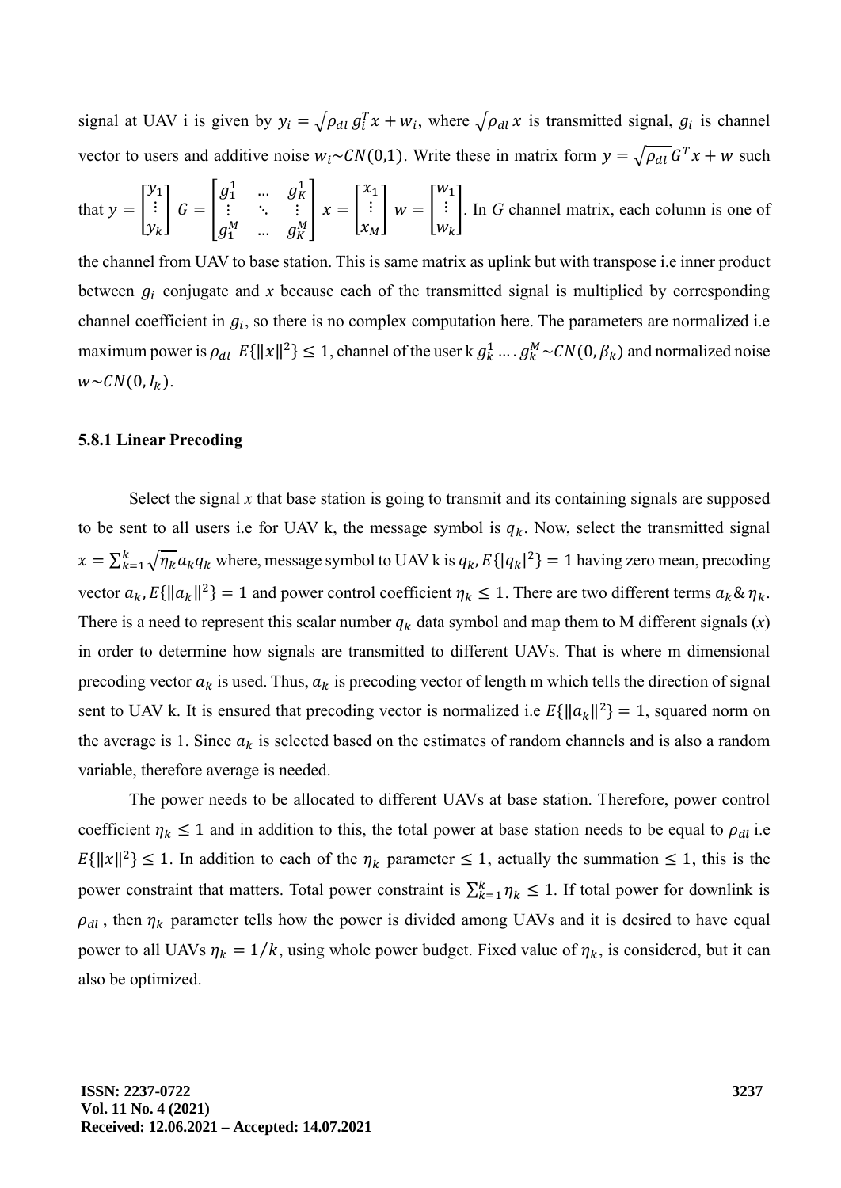signal at UAV i is given by $y_i = \sqrt{\rho_{dl}}\, g_i^T x + w_i$, where $\sqrt{\rho_{dl}}\, x$ is transmitted signal, $g_i$ is channel vector to users and additive noise $w_i \sim CN(0,1)$. Write these in matrix form $y = \sqrt{\rho_{dl}}\, G^T x + w$ such that $y = \begin{bmatrix} y_1 \\ \vdots \\ y_k \end{bmatrix}$ $G = \begin{bmatrix} g_1^1 & \dots & g_K^1 \\ \vdots & \ddots & \vdots \\ g_1^M & \dots & g_K^M \end{bmatrix}$ $x = \begin{bmatrix} x_1 \\ \vdots \\ x_M \end{bmatrix}$ $w = \begin{bmatrix} w_1 \\ \vdots \\ w_k \end{bmatrix}$. In *G* channel matrix, each column is one of the channel from UAV to base station. This is same matrix as uplink but with transpose i.e inner product between $g_i$ conjugate and *x* because each of the transmitted signal is multiplied by corresponding channel coefficient in $g_i$, so there is no complex computation here. The parameters are normalized i.e maximum power is $\rho_{dl}$ $E\{\|x\|^2\} \le 1$, channel of the user k $g_k^1 \dots . g_k^M \sim CN(0, \beta_k)$ and normalized noise $w \sim CN(0, I_k)$.

### 5.8.1 Linear Precoding

Select the signal *x* that base station is going to transmit and its containing signals are supposed to be sent to all users i.e for UAV k, the message symbol is $q_k$. Now, select the transmitted signal $x = \sum_{k=1}^{k} \sqrt{\eta_k}\, a_k q_k$ where, message symbol to UAV k is $q_k, E\{|q_k|^2\} = 1$ having zero mean, precoding vector $a_k, E\{\|a_k\|^2\} = 1$ and power control coefficient $\eta_k \le 1$. There are two different terms $a_k$ & $\eta_k$. There is a need to represent this scalar number $q_k$ data symbol and map them to M different signals (*x*) in order to determine how signals are transmitted to different UAVs. That is where m dimensional precoding vector $a_k$ is used. Thus, $a_k$ is precoding vector of length m which tells the direction of signal sent to UAV k. It is ensured that precoding vector is normalized i.e $E\{\|a_k\|^2\} = 1$, squared norm on the average is 1. Since $a_k$ is selected based on the estimates of random channels and is also a random variable, therefore average is needed.

The power needs to be allocated to different UAVs at base station. Therefore, power control coefficient $\eta_k \le 1$ and in addition to this, the total power at base station needs to be equal to $\rho_{dl}$ i.e $E\{\|x\|^2\} \le 1$. In addition to each of the $\eta_k$ parameter $\le 1$, actually the summation $\le 1$, this is the power constraint that matters. Total power constraint is $\sum_{k=1}^{k} \eta_k \le 1$. If total power for downlink is $\rho_{dl}$ , then $\eta_k$ parameter tells how the power is divided among UAVs and it is desired to have equal power to all UAVs $\eta_k = 1/k$, using whole power budget. Fixed value of $\eta_k$, is considered, but it can also be optimized.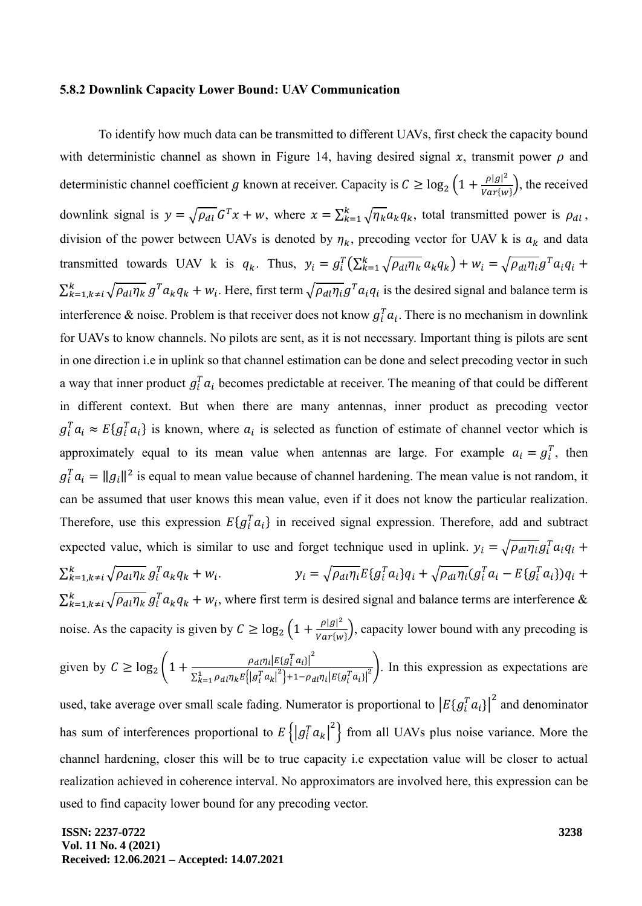### 5.8.2 Downlink Capacity Lower Bound: UAV Communication

To identify how much data can be transmitted to different UAVs, first check the capacity bound with deterministic channel as shown in Figure 14, having desired signal $x$, transmit power $\rho$ and deterministic channel coefficient $g$ known at receiver. Capacity is $C \geq \log_2\left(1 + \frac{\rho|g|^2}{Var\{w\}}\right)$, the received downlink signal is $y = \sqrt{\rho_{dl}}G^T x + w$, where $x = \sum_{k=1}^{k}\sqrt{\eta_k}a_k q_k$, total transmitted power is $\rho_{dl}$, division of the power between UAVs is denoted by $\eta_k$, precoding vector for UAV k is $a_k$ and data transmitted towards UAV k is $q_k$. Thus, $y_i = g_i^T\left(\sum_{k=1}^{k}\sqrt{\rho_{dl}\eta_k}\,a_k q_k\right) + w_i = \sqrt{\rho_{dl}\eta_i}g^T a_i q_i + \sum_{k=1,k\neq i}^{k}\sqrt{\rho_{dl}\eta_k}\,g^T a_k q_k + w_i$. Here, first term $\sqrt{\rho_{dl}\eta_i}g^T a_i q_i$ is the desired signal and balance term is interference & noise. Problem is that receiver does not know $g_i^T a_i$. There is no mechanism in downlink for UAVs to know channels. No pilots are sent, as it is not necessary. Important thing is pilots are sent in one direction i.e in uplink so that channel estimation can be done and select precoding vector in such a way that inner product $g_i^T a_i$ becomes predictable at receiver. The meaning of that could be different in different context. But when there are many antennas, inner product as precoding vector $g_i^T a_i \approx E\{g_i^T a_i\}$ is known, where $a_i$ is selected as function of estimate of channel vector which is approximately equal to its mean value when antennas are large. For example $a_i = g_i^T$, then $g_i^T a_i = \|g_i\|^2$ is equal to mean value because of channel hardening. The mean value is not random, it can be assumed that user knows this mean value, even if it does not know the particular realization. Therefore, use this expression $E\{g_i^T a_i\}$ in received signal expression. Therefore, add and subtract expected value, which is similar to use and forget technique used in uplink. $y_i = \sqrt{\rho_{dl}\eta_i}g_i^T a_i q_i + \sum_{k=1,k\neq i}^{k}\sqrt{\rho_{dl}\eta_k}\,g_i^T a_k q_k + w_i$. $y_i = \sqrt{\rho_{dl}\eta_i}E\{g_i^T a_i\}q_i + \sqrt{\rho_{dl}\eta_i}(g_i^T a_i - E\{g_i^T a_i\})q_i + \sum_{k=1,k\neq i}^{k}\sqrt{\rho_{dl}\eta_k}\,g_i^T a_k q_k + w_i$, where first term is desired signal and balance terms are interference & noise. As the capacity is given by $C \geq \log_2\left(1 + \frac{\rho|g|^2}{Var\{w\}}\right)$, capacity lower bound with any precoding is given by $C \geq \log_2\left(1 + \frac{\rho_{dl}\eta_i\left|E\{g_i^T a_i\}\right|^2}{\sum_{k=1}^{1}\rho_{dl}\eta_k E\left\{\left|g_i^T a_k\right|^2\right\} + 1 - \rho_{dl}\eta_i\left|E\{g_i^T a_i\}\right|^2}\right)$. In this expression as expectations are used, take average over small scale fading. Numerator is proportional to $\left|E\{g_i^T a_i\}\right|^2$ and denominator has sum of interferences proportional to $E\left\{\left|g_i^T a_k\right|^2\right\}$ from all UAVs plus noise variance. More the channel hardening, closer this will be to true capacity i.e expectation value will be closer to actual realization achieved in coherence interval. No approximators are involved here, this expression can be used to find capacity lower bound for any precoding vector.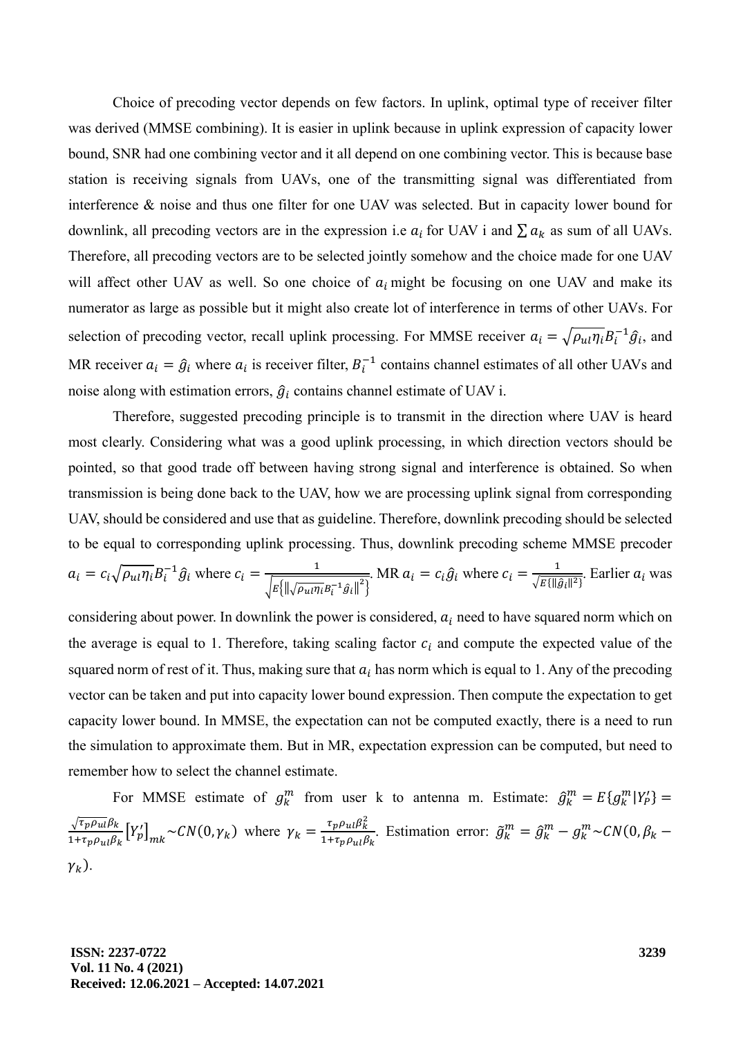Choice of precoding vector depends on few factors. In uplink, optimal type of receiver filter was derived (MMSE combining). It is easier in uplink because in uplink expression of capacity lower bound, SNR had one combining vector and it all depend on one combining vector. This is because base station is receiving signals from UAVs, one of the transmitting signal was differentiated from interference & noise and thus one filter for one UAV was selected. But in capacity lower bound for downlink, all precoding vectors are in the expression i.e $a_i$ for UAV i and $\sum a_k$ as sum of all UAVs. Therefore, all precoding vectors are to be selected jointly somehow and the choice made for one UAV will affect other UAV as well. So one choice of $a_i$ might be focusing on one UAV and make its numerator as large as possible but it might also create lot of interference in terms of other UAVs. For selection of precoding vector, recall uplink processing. For MMSE receiver $a_i = \sqrt{\rho_{ul}\eta_i} B_i^{-1}\hat{g}_i$, and MR receiver $a_i = \hat{g}_i$ where $a_i$ is receiver filter, $B_i^{-1}$ contains channel estimates of all other UAVs and noise along with estimation errors, $\hat{g}_i$ contains channel estimate of UAV i.

Therefore, suggested precoding principle is to transmit in the direction where UAV is heard most clearly. Considering what was a good uplink processing, in which direction vectors should be pointed, so that good trade off between having strong signal and interference is obtained. So when transmission is being done back to the UAV, how we are processing uplink signal from corresponding UAV, should be considered and use that as guideline. Therefore, downlink precoding should be selected to be equal to corresponding uplink processing. Thus, downlink precoding scheme MMSE precoder $a_i = c_i\sqrt{\rho_{ul}\eta_i} B_i^{-1}\hat{g}_i$ where $c_i = \frac{1}{\sqrt{E\left\{\left\|\sqrt{\rho_{ul}\eta_i} B_i^{-1}\hat{g}_i\right\|^2\right\}}}$. MR $a_i = c_i\hat{g}_i$ where $c_i = \frac{1}{\sqrt{E\{\|\hat{g}_i\|^2\}}}$. Earlier $a_i$ was considering about power. In downlink the power is considered, $a_i$ need to have squared norm which on the average is equal to 1. Therefore, taking scaling factor $c_i$ and compute the expected value of the squared norm of rest of it. Thus, making sure that $a_i$ has norm which is equal to 1. Any of the precoding vector can be taken and put into capacity lower bound expression. Then compute the expectation to get capacity lower bound. In MMSE, the expectation can not be computed exactly, there is a need to run the simulation to approximate them. But in MR, expectation expression can be computed, but need to remember how to select the channel estimate.

For MMSE estimate of $g_k^m$ from user k to antenna m. Estimate: $\hat{g}_k^m = E\{g_k^m | Y_P'\} = \frac{\sqrt{\tau_p\rho_{ul}}\beta_k}{1+\tau_p\rho_{ul}\beta_k}\left[Y_p'\right]_{mk} \sim CN(0,\gamma_k)$ where $\gamma_k = \frac{\tau_p\rho_{ul}\beta_k^2}{1+\tau_p\rho_{ul}\beta_k}$. Estimation error: $\tilde{g}_k^m = \hat{g}_k^m - g_k^m \sim CN(0,\beta_k - \gamma_k)$.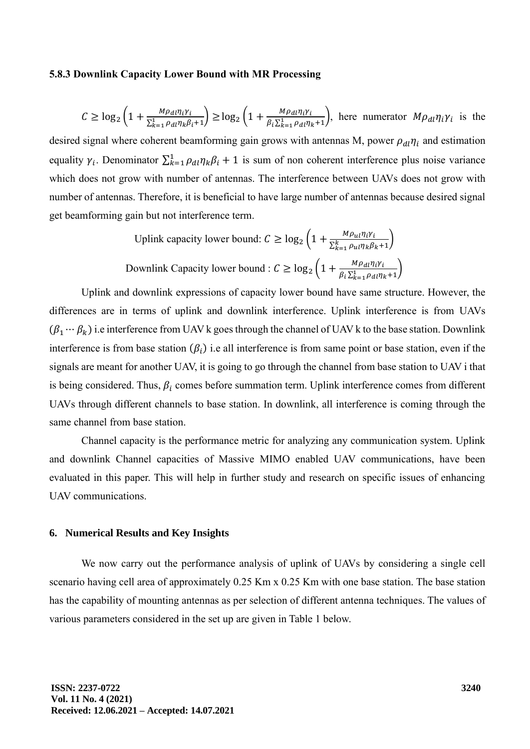### 5.8.3 Downlink Capacity Lower Bound with MR Processing

$C \geq \log_2\left(1 + \frac{M\rho_{dl}\eta_i\gamma_i}{\sum_{k=1}^{1}\rho_{dl}\eta_k\beta_i + 1}\right) \geq \log_2\left(1 + \frac{M\rho_{dl}\eta_i\gamma_i}{\beta_i\sum_{k=1}^{1}\rho_{dl}\eta_k + 1}\right)$, here numerator $M\rho_{dl}\eta_i\gamma_i$ is the desired signal where coherent beamforming gain grows with antennas M, power $\rho_{dl}\eta_i$ and estimation equality $\gamma_i$. Denominator $\sum_{k=1}^{1}\rho_{dl}\eta_k\beta_i + 1$ is sum of non coherent interference plus noise variance which does not grow with number of antennas. The interference between UAVs does not grow with number of antennas. Therefore, it is beneficial to have large number of antennas because desired signal get beamforming gain but not interference term.

Uplink capacity lower bound: $C \geq \log_2\left(1 + \frac{M\rho_{ul}\eta_i\gamma_i}{\sum_{k=1}^{k}\rho_{ul}\eta_k\beta_k + 1}\right)$

Downlink Capacity lower bound : $C \geq \log_2\left(1 + \frac{M\rho_{dl}\eta_i\gamma_i}{\beta_i\sum_{k=1}^{1}\rho_{dl}\eta_k + 1}\right)$

Uplink and downlink expressions of capacity lower bound have same structure. However, the differences are in terms of uplink and downlink interference. Uplink interference is from UAVs $(\beta_1 \cdots \beta_k)$ i.e interference from UAV k goes through the channel of UAV k to the base station. Downlink interference is from base station $(\beta_i)$ i.e all interference is from same point or base station, even if the signals are meant for another UAV, it is going to go through the channel from base station to UAV i that is being considered. Thus, $\beta_i$ comes before summation term. Uplink interference comes from different UAVs through different channels to base station. In downlink, all interference is coming through the same channel from base station.

Channel capacity is the performance metric for analyzing any communication system. Uplink and downlink Channel capacities of Massive MIMO enabled UAV communications, have been evaluated in this paper. This will help in further study and research on specific issues of enhancing UAV communications.

## 6. Numerical Results and Key Insights

We now carry out the performance analysis of uplink of UAVs by considering a single cell scenario having cell area of approximately 0.25 Km x 0.25 Km with one base station. The base station has the capability of mounting antennas as per selection of different antenna techniques. The values of various parameters considered in the set up are given in Table 1 below.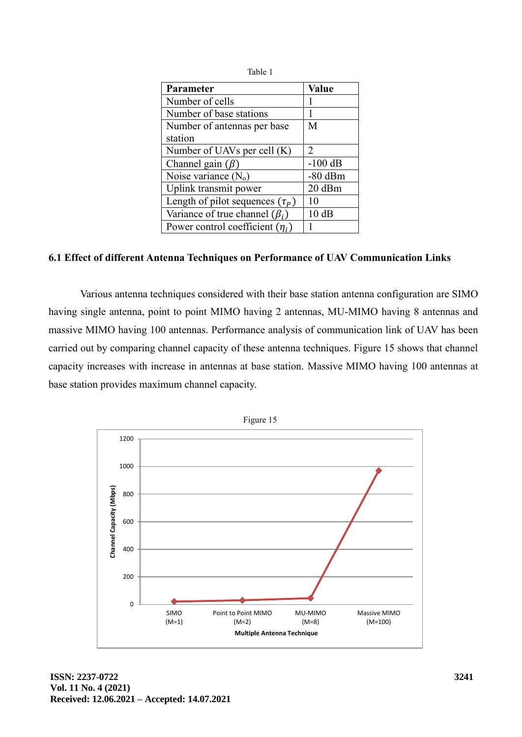Table 1

| Parameter | Value |
|---|---|
| Number of cells | 1 |
| Number of base stations | 1 |
| Number of antennas per base station | M |
| Number of UAVs per cell (K) | 2 |
| Channel gain ($\beta$) | -100 dB |
| Noise variance ($N_o$) | -80 dBm |
| Uplink transmit power | 20 dBm |
| Length of pilot sequences ($\tau_P$) | 10 |
| Variance of true channel ($\beta_i$) | 10 dB |
| Power control coefficient ($\eta_i$) | 1 |

### 6.1 Effect of different Antenna Techniques on Performance of UAV Communication Links

Various antenna techniques considered with their base station antenna configuration are SIMO having single antenna, point to point MIMO having 2 antennas, MU-MIMO having 8 antennas and massive MIMO having 100 antennas. Performance analysis of communication link of UAV has been carried out by comparing channel capacity of these antenna techniques. Figure 15 shows that channel capacity increases with increase in antennas at base station. Massive MIMO having 100 antennas at base station provides maximum channel capacity.

Figure 15

Channel Capacity (Mbps) vs. Multiple Antenna Technique: SIMO (M=1), Point to Point MIMO (M=2), MU-MIMO (M=8), Massive MIMO (M=100)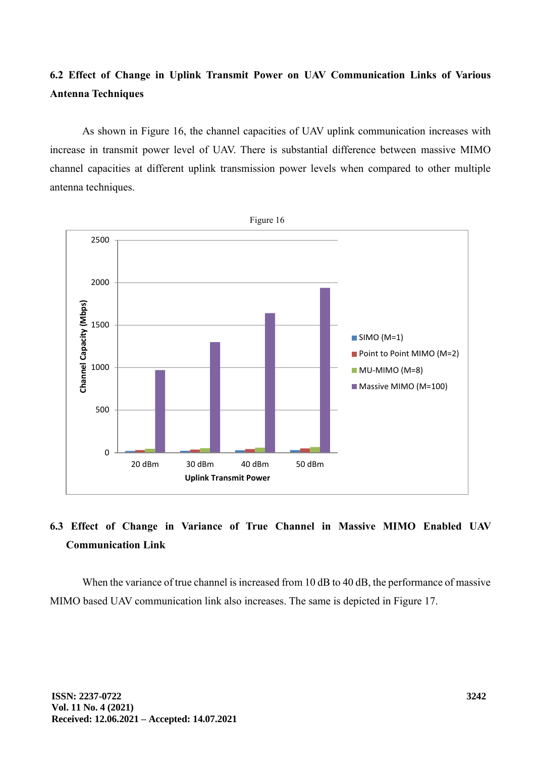### 6.2 Effect of Change in Uplink Transmit Power on UAV Communication Links of Various Antenna Techniques

As shown in Figure 16, the channel capacities of UAV uplink communication increases with increase in transmit power level of UAV. There is substantial difference between massive MIMO channel capacities at different uplink transmission power levels when compared to other multiple antenna techniques.

Figure 16

### 6.3 Effect of Change in Variance of True Channel in Massive MIMO Enabled UAV Communication Link

When the variance of true channel is increased from 10 dB to 40 dB, the performance of massive MIMO based UAV communication link also increases. The same is depicted in Figure 17.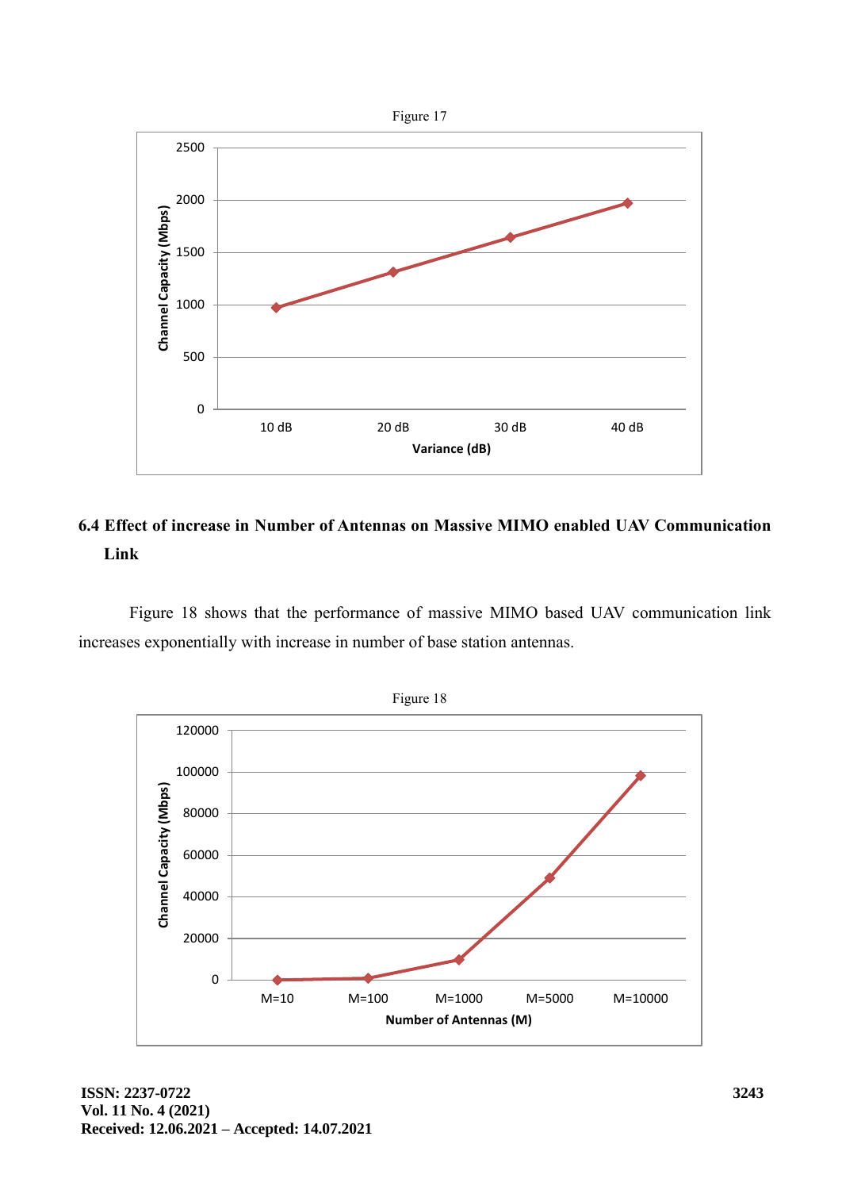Figure 17

### 6.4 Effect of increase in Number of Antennas on Massive MIMO enabled UAV Communication Link

Figure 18 shows that the performance of massive MIMO based UAV communication link increases exponentially with increase in number of base station antennas.

Figure 18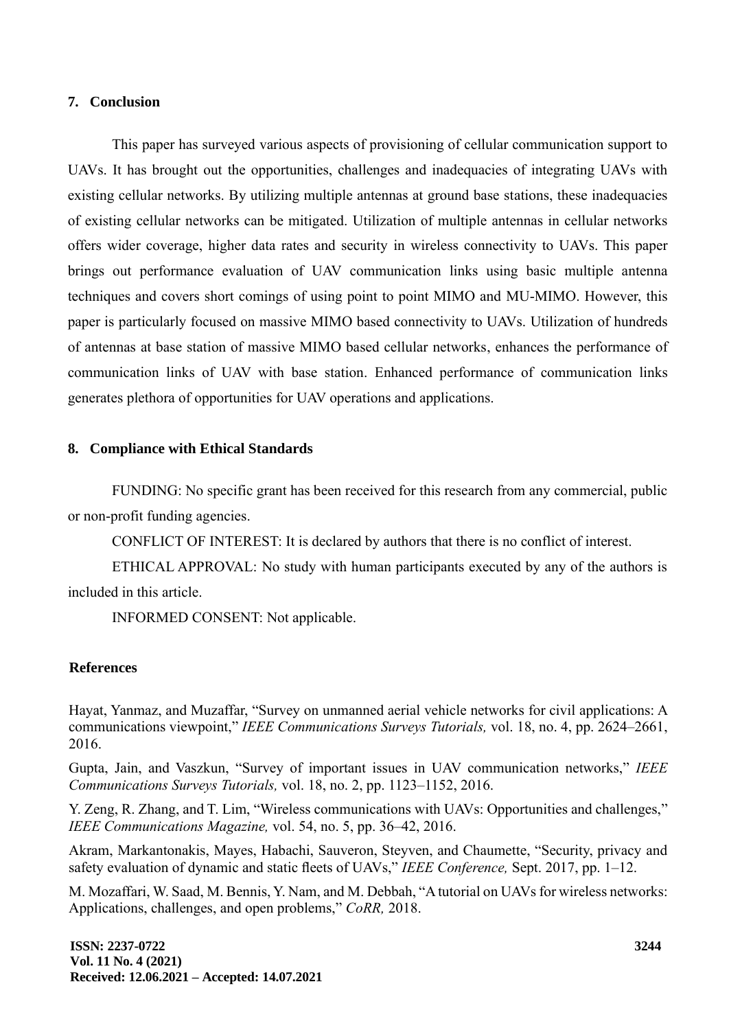## 7. Conclusion

This paper has surveyed various aspects of provisioning of cellular communication support to UAVs. It has brought out the opportunities, challenges and inadequacies of integrating UAVs with existing cellular networks. By utilizing multiple antennas at ground base stations, these inadequacies of existing cellular networks can be mitigated. Utilization of multiple antennas in cellular networks offers wider coverage, higher data rates and security in wireless connectivity to UAVs. This paper brings out performance evaluation of UAV communication links using basic multiple antenna techniques and covers short comings of using point to point MIMO and MU-MIMO. However, this paper is particularly focused on massive MIMO based connectivity to UAVs. Utilization of hundreds of antennas at base station of massive MIMO based cellular networks, enhances the performance of communication links of UAV with base station. Enhanced performance of communication links generates plethora of opportunities for UAV operations and applications.

## 8. Compliance with Ethical Standards

FUNDING: No specific grant has been received for this research from any commercial, public or non-profit funding agencies.

CONFLICT OF INTEREST: It is declared by authors that there is no conflict of interest.

ETHICAL APPROVAL: No study with human participants executed by any of the authors is included in this article.

INFORMED CONSENT: Not applicable.

## References

Hayat, Yanmaz, and Muzaffar, "Survey on unmanned aerial vehicle networks for civil applications: A communications viewpoint," *IEEE Communications Surveys Tutorials,* vol. 18, no. 4, pp. 2624–2661, 2016.

Gupta, Jain, and Vaszkun, "Survey of important issues in UAV communication networks," *IEEE Communications Surveys Tutorials,* vol. 18, no. 2, pp. 1123–1152, 2016.

Y. Zeng, R. Zhang, and T. Lim, "Wireless communications with UAVs: Opportunities and challenges," *IEEE Communications Magazine,* vol. 54, no. 5, pp. 36–42, 2016.

Akram, Markantonakis, Mayes, Habachi, Sauveron, Steyven, and Chaumette, "Security, privacy and safety evaluation of dynamic and static fleets of UAVs," *IEEE Conference,* Sept. 2017, pp. 1–12.

M. Mozaffari, W. Saad, M. Bennis, Y. Nam, and M. Debbah, "A tutorial on UAVs for wireless networks: Applications, challenges, and open problems," *CoRR,* 2018.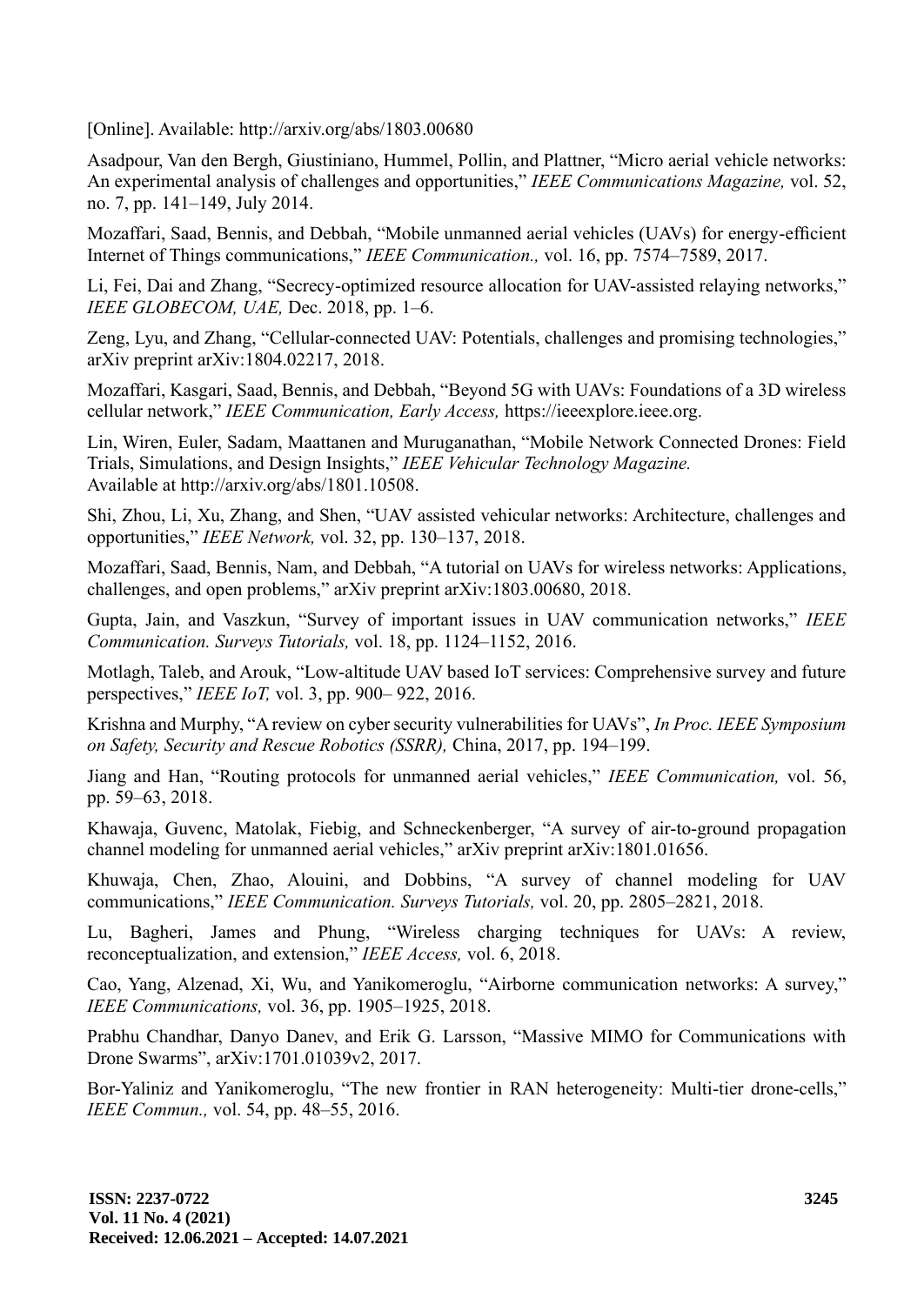[Online]. Available: http://arxiv.org/abs/1803.00680

Asadpour, Van den Bergh, Giustiniano, Hummel, Pollin, and Plattner, "Micro aerial vehicle networks: An experimental analysis of challenges and opportunities," *IEEE Communications Magazine,* vol. 52, no. 7, pp. 141–149, July 2014.

Mozaffari, Saad, Bennis, and Debbah, "Mobile unmanned aerial vehicles (UAVs) for energy-efficient Internet of Things communications," *IEEE Communication.,* vol. 16, pp. 7574–7589, 2017.

Li, Fei, Dai and Zhang, "Secrecy-optimized resource allocation for UAV-assisted relaying networks," *IEEE GLOBECOM, UAE,* Dec. 2018, pp. 1–6.

Zeng, Lyu, and Zhang, "Cellular-connected UAV: Potentials, challenges and promising technologies," arXiv preprint arXiv:1804.02217, 2018.

Mozaffari, Kasgari, Saad, Bennis, and Debbah, "Beyond 5G with UAVs: Foundations of a 3D wireless cellular network," *IEEE Communication, Early Access,* https://ieeexplore.ieee.org.

Lin, Wiren, Euler, Sadam, Maattanen and Muruganathan, "Mobile Network Connected Drones: Field Trials, Simulations, and Design Insights," *IEEE Vehicular Technology Magazine.* Available at http://arxiv.org/abs/1801.10508.

Shi, Zhou, Li, Xu, Zhang, and Shen, "UAV assisted vehicular networks: Architecture, challenges and opportunities," *IEEE Network,* vol. 32, pp. 130–137, 2018.

Mozaffari, Saad, Bennis, Nam, and Debbah, "A tutorial on UAVs for wireless networks: Applications, challenges, and open problems," arXiv preprint arXiv:1803.00680, 2018.

Gupta, Jain, and Vaszkun, "Survey of important issues in UAV communication networks," *IEEE Communication. Surveys Tutorials,* vol. 18, pp. 1124–1152, 2016.

Motlagh, Taleb, and Arouk, "Low-altitude UAV based IoT services: Comprehensive survey and future perspectives," *IEEE IoT,* vol. 3, pp. 900– 922, 2016.

Krishna and Murphy, "A review on cyber security vulnerabilities for UAVs", *In Proc. IEEE Symposium on Safety, Security and Rescue Robotics (SSRR),* China, 2017, pp. 194–199.

Jiang and Han, "Routing protocols for unmanned aerial vehicles," *IEEE Communication,* vol. 56, pp. 59–63, 2018.

Khawaja, Guvenc, Matolak, Fiebig, and Schneckenberger, "A survey of air-to-ground propagation channel modeling for unmanned aerial vehicles," arXiv preprint arXiv:1801.01656.

Khuwaja, Chen, Zhao, Alouini, and Dobbins, "A survey of channel modeling for UAV communications," *IEEE Communication. Surveys Tutorials,* vol. 20, pp. 2805–2821, 2018.

Lu, Bagheri, James and Phung, "Wireless charging techniques for UAVs: A review, reconceptualization, and extension," *IEEE Access,* vol. 6, 2018.

Cao, Yang, Alzenad, Xi, Wu, and Yanikomeroglu, "Airborne communication networks: A survey," *IEEE Communications,* vol. 36, pp. 1905–1925, 2018.

Prabhu Chandhar, Danyo Danev, and Erik G. Larsson, "Massive MIMO for Communications with Drone Swarms", arXiv:1701.01039v2, 2017.

Bor-Yaliniz and Yanikomeroglu, "The new frontier in RAN heterogeneity: Multi-tier drone-cells," *IEEE Commun.,* vol. 54, pp. 48–55, 2016.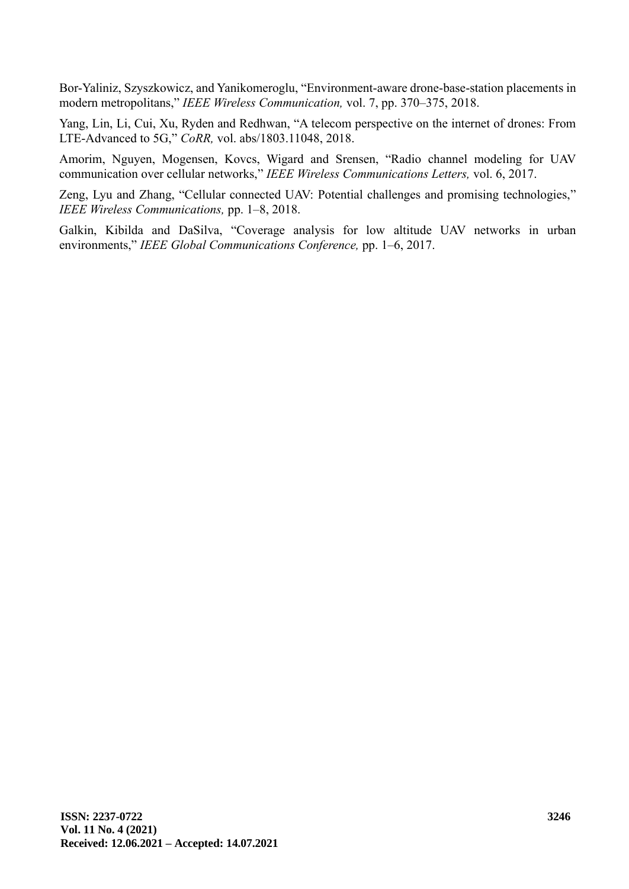Bor-Yaliniz, Szyszkowicz, and Yanikomeroglu, "Environment-aware drone-base-station placements in modern metropolitans," *IEEE Wireless Communication,* vol. 7, pp. 370–375, 2018.

Yang, Lin, Li, Cui, Xu, Ryden and Redhwan, "A telecom perspective on the internet of drones: From LTE-Advanced to 5G," *CoRR,* vol. abs/1803.11048, 2018.

Amorim, Nguyen, Mogensen, Kovcs, Wigard and Srensen, "Radio channel modeling for UAV communication over cellular networks," *IEEE Wireless Communications Letters,* vol. 6, 2017.

Zeng, Lyu and Zhang, "Cellular connected UAV: Potential challenges and promising technologies," *IEEE Wireless Communications,* pp. 1–8, 2018.

Galkin, Kibilda and DaSilva, "Coverage analysis for low altitude UAV networks in urban environments," *IEEE Global Communications Conference,* pp. 1–6, 2017.